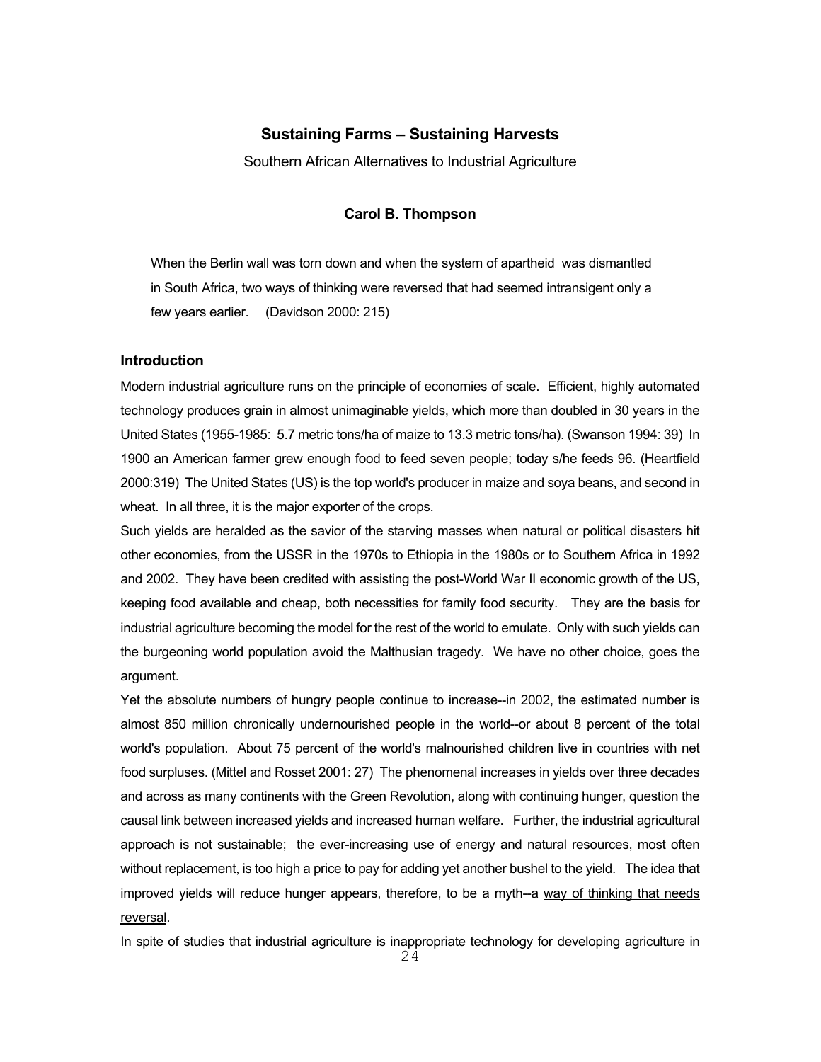# Sustaining Farms – Sustaining Harvests

Southern African Alternatives to Industrial Agriculture

**Carol B. Thompson**

> When the Berlin wall was torn down and when the system of apartheid was dismantled in South Africa, two ways of thinking were reversed that had seemed intransigent only a few years earlier. (Davidson 2000: 215)

## Introduction

Modern industrial agriculture runs on the principle of economies of scale. Efficient, highly automated technology produces grain in almost unimaginable yields, which more than doubled in 30 years in the United States (1955-1985: 5.7 metric tons/ha of maize to 13.3 metric tons/ha). (Swanson 1994: 39) In 1900 an American farmer grew enough food to feed seven people; today s/he feeds 96. (Heartfield 2000:319) The United States (US) is the top world's producer in maize and soya beans, and second in wheat. In all three, it is the major exporter of the crops.

Such yields are heralded as the savior of the starving masses when natural or political disasters hit other economies, from the USSR in the 1970s to Ethiopia in the 1980s or to Southern Africa in 1992 and 2002. They have been credited with assisting the post-World War II economic growth of the US, keeping food available and cheap, both necessities for family food security. They are the basis for industrial agriculture becoming the model for the rest of the world to emulate. Only with such yields can the burgeoning world population avoid the Malthusian tragedy. We have no other choice, goes the argument.

Yet the absolute numbers of hungry people continue to increase--in 2002, the estimated number is almost 850 million chronically undernourished people in the world--or about 8 percent of the total world's population. About 75 percent of the world's malnourished children live in countries with net food surpluses. (Mittel and Rosset 2001: 27) The phenomenal increases in yields over three decades and across as many continents with the Green Revolution, along with continuing hunger, question the causal link between increased yields and increased human welfare. Further, the industrial agricultural approach is not sustainable; the ever-increasing use of energy and natural resources, most often without replacement, is too high a price to pay for adding yet another bushel to the yield. The idea that improved yields will reduce hunger appears, therefore, to be a myth--a <u>way of thinking that needs reversal</u>.

In spite of studies that industrial agriculture is inappropriate technology for developing agriculture in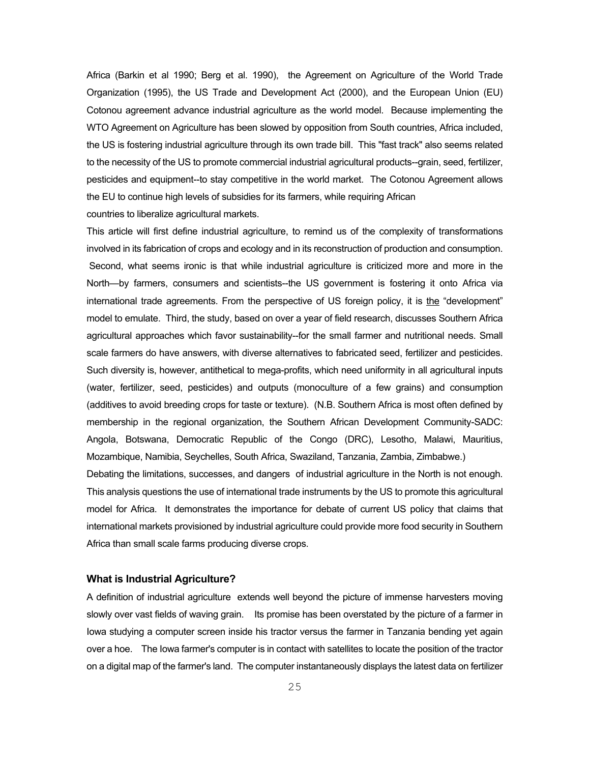Africa (Barkin et al 1990; Berg et al. 1990), the Agreement on Agriculture of the World Trade Organization (1995), the US Trade and Development Act (2000), and the European Union (EU) Cotonou agreement advance industrial agriculture as the world model. Because implementing the WTO Agreement on Agriculture has been slowed by opposition from South countries, Africa included, the US is fostering industrial agriculture through its own trade bill. This "fast track" also seems related to the necessity of the US to promote commercial industrial agricultural products--grain, seed, fertilizer, pesticides and equipment--to stay competitive in the world market. The Cotonou Agreement allows the EU to continue high levels of subsidies for its farmers, while requiring African countries to liberalize agricultural markets.

This article will first define industrial agriculture, to remind us of the complexity of transformations involved in its fabrication of crops and ecology and in its reconstruction of production and consumption. Second, what seems ironic is that while industrial agriculture is criticized more and more in the North—by farmers, consumers and scientists--the US government is fostering it onto Africa via international trade agreements. From the perspective of US foreign policy, it is <u>the</u> "development" model to emulate. Third, the study, based on over a year of field research, discusses Southern Africa agricultural approaches which favor sustainability--for the small farmer and nutritional needs. Small scale farmers do have answers, with diverse alternatives to fabricated seed, fertilizer and pesticides. Such diversity is, however, antithetical to mega-profits, which need uniformity in all agricultural inputs (water, fertilizer, seed, pesticides) and outputs (monoculture of a few grains) and consumption (additives to avoid breeding crops for taste or texture). (N.B. Southern Africa is most often defined by membership in the regional organization, the Southern African Development Community-SADC: Angola, Botswana, Democratic Republic of the Congo (DRC), Lesotho, Malawi, Mauritius, Mozambique, Namibia, Seychelles, South Africa, Swaziland, Tanzania, Zambia, Zimbabwe.)

Debating the limitations, successes, and dangers of industrial agriculture in the North is not enough. This analysis questions the use of international trade instruments by the US to promote this agricultural model for Africa. It demonstrates the importance for debate of current US policy that claims that international markets provisioned by industrial agriculture could provide more food security in Southern Africa than small scale farms producing diverse crops.

### What is Industrial Agriculture?

A definition of industrial agriculture extends well beyond the picture of immense harvesters moving slowly over vast fields of waving grain. Its promise has been overstated by the picture of a farmer in Iowa studying a computer screen inside his tractor versus the farmer in Tanzania bending yet again over a hoe. The Iowa farmer's computer is in contact with satellites to locate the position of the tractor on a digital map of the farmer's land. The computer instantaneously displays the latest data on fertilizer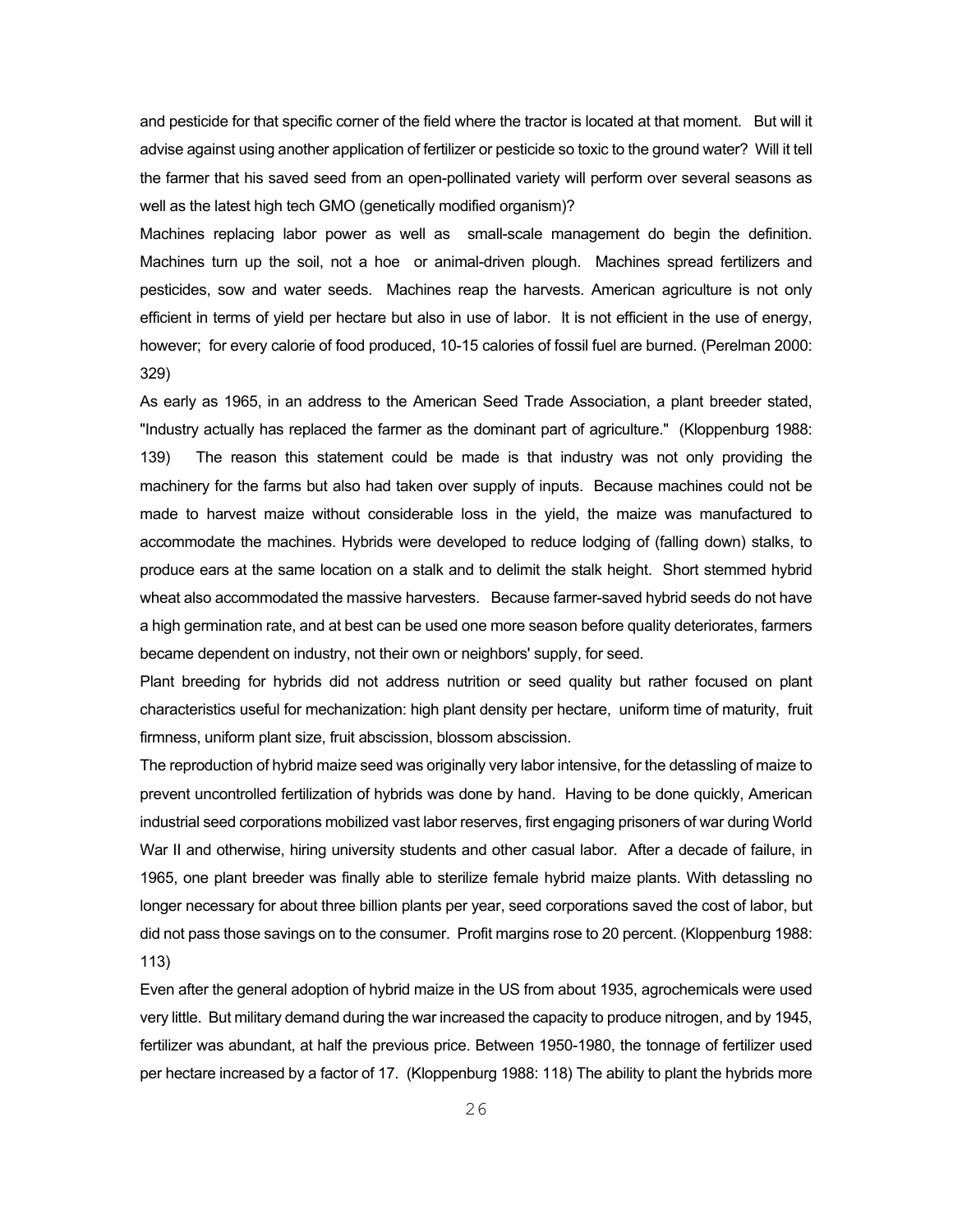and pesticide for that specific corner of the field where the tractor is located at that moment. But will it advise against using another application of fertilizer or pesticide so toxic to the ground water? Will it tell the farmer that his saved seed from an open-pollinated variety will perform over several seasons as well as the latest high tech GMO (genetically modified organism)?

Machines replacing labor power as well as small-scale management do begin the definition. Machines turn up the soil, not a hoe or animal-driven plough. Machines spread fertilizers and pesticides, sow and water seeds. Machines reap the harvests. American agriculture is not only efficient in terms of yield per hectare but also in use of labor. It is not efficient in the use of energy, however; for every calorie of food produced, 10-15 calories of fossil fuel are burned. (Perelman 2000: 329)

As early as 1965, in an address to the American Seed Trade Association, a plant breeder stated, "Industry actually has replaced the farmer as the dominant part of agriculture." (Kloppenburg 1988: 139) The reason this statement could be made is that industry was not only providing the machinery for the farms but also had taken over supply of inputs. Because machines could not be made to harvest maize without considerable loss in the yield, the maize was manufactured to accommodate the machines. Hybrids were developed to reduce lodging of (falling down) stalks, to produce ears at the same location on a stalk and to delimit the stalk height. Short stemmed hybrid wheat also accommodated the massive harvesters. Because farmer-saved hybrid seeds do not have a high germination rate, and at best can be used one more season before quality deteriorates, farmers became dependent on industry, not their own or neighbors' supply, for seed.

Plant breeding for hybrids did not address nutrition or seed quality but rather focused on plant characteristics useful for mechanization: high plant density per hectare, uniform time of maturity, fruit firmness, uniform plant size, fruit abscission, blossom abscission.

The reproduction of hybrid maize seed was originally very labor intensive, for the detassling of maize to prevent uncontrolled fertilization of hybrids was done by hand. Having to be done quickly, American industrial seed corporations mobilized vast labor reserves, first engaging prisoners of war during World War II and otherwise, hiring university students and other casual labor. After a decade of failure, in 1965, one plant breeder was finally able to sterilize female hybrid maize plants. With detassling no longer necessary for about three billion plants per year, seed corporations saved the cost of labor, but did not pass those savings on to the consumer. Profit margins rose to 20 percent. (Kloppenburg 1988: 113)

Even after the general adoption of hybrid maize in the US from about 1935, agrochemicals were used very little. But military demand during the war increased the capacity to produce nitrogen, and by 1945, fertilizer was abundant, at half the previous price. Between 1950-1980, the tonnage of fertilizer used per hectare increased by a factor of 17. (Kloppenburg 1988: 118) The ability to plant the hybrids more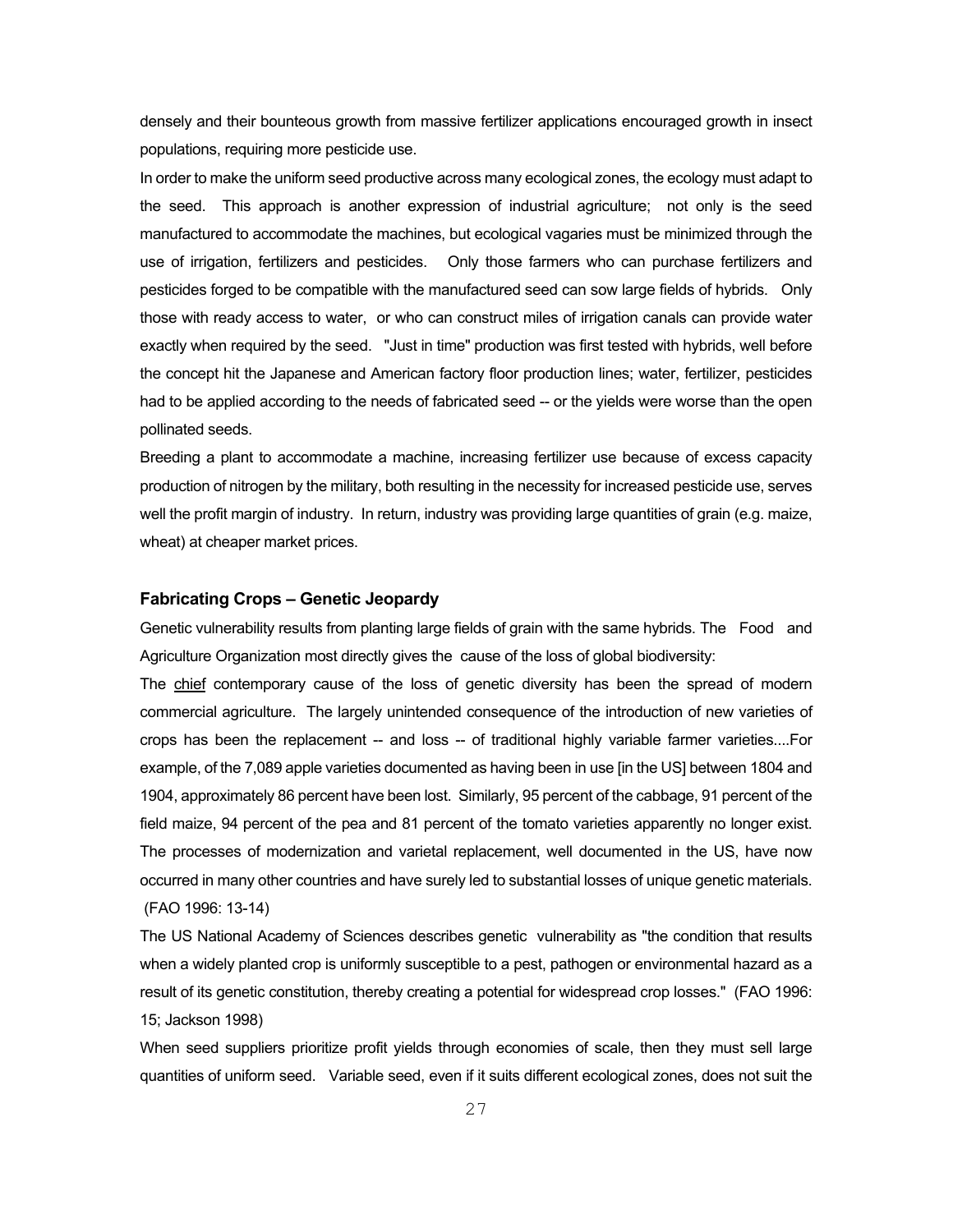densely and their bounteous growth from massive fertilizer applications encouraged growth in insect populations, requiring more pesticide use.

In order to make the uniform seed productive across many ecological zones, the ecology must adapt to the seed. This approach is another expression of industrial agriculture; not only is the seed manufactured to accommodate the machines, but ecological vagaries must be minimized through the use of irrigation, fertilizers and pesticides. Only those farmers who can purchase fertilizers and pesticides forged to be compatible with the manufactured seed can sow large fields of hybrids. Only those with ready access to water, or who can construct miles of irrigation canals can provide water exactly when required by the seed. "Just in time" production was first tested with hybrids, well before the concept hit the Japanese and American factory floor production lines; water, fertilizer, pesticides had to be applied according to the needs of fabricated seed -- or the yields were worse than the open pollinated seeds.

Breeding a plant to accommodate a machine, increasing fertilizer use because of excess capacity production of nitrogen by the military, both resulting in the necessity for increased pesticide use, serves well the profit margin of industry. In return, industry was providing large quantities of grain (e.g. maize, wheat) at cheaper market prices.

### Fabricating Crops – Genetic Jeopardy

Genetic vulnerability results from planting large fields of grain with the same hybrids. The Food and Agriculture Organization most directly gives the cause of the loss of global biodiversity:

The <u>chief</u> contemporary cause of the loss of genetic diversity has been the spread of modern commercial agriculture. The largely unintended consequence of the introduction of new varieties of crops has been the replacement -- and loss -- of traditional highly variable farmer varieties....For example, of the 7,089 apple varieties documented as having been in use [in the US] between 1804 and 1904, approximately 86 percent have been lost. Similarly, 95 percent of the cabbage, 91 percent of the field maize, 94 percent of the pea and 81 percent of the tomato varieties apparently no longer exist. The processes of modernization and varietal replacement, well documented in the US, have now occurred in many other countries and have surely led to substantial losses of unique genetic materials. (FAO 1996: 13-14)

The US National Academy of Sciences describes genetic vulnerability as "the condition that results when a widely planted crop is uniformly susceptible to a pest, pathogen or environmental hazard as a result of its genetic constitution, thereby creating a potential for widespread crop losses." (FAO 1996: 15; Jackson 1998)

When seed suppliers prioritize profit yields through economies of scale, then they must sell large quantities of uniform seed. Variable seed, even if it suits different ecological zones, does not suit the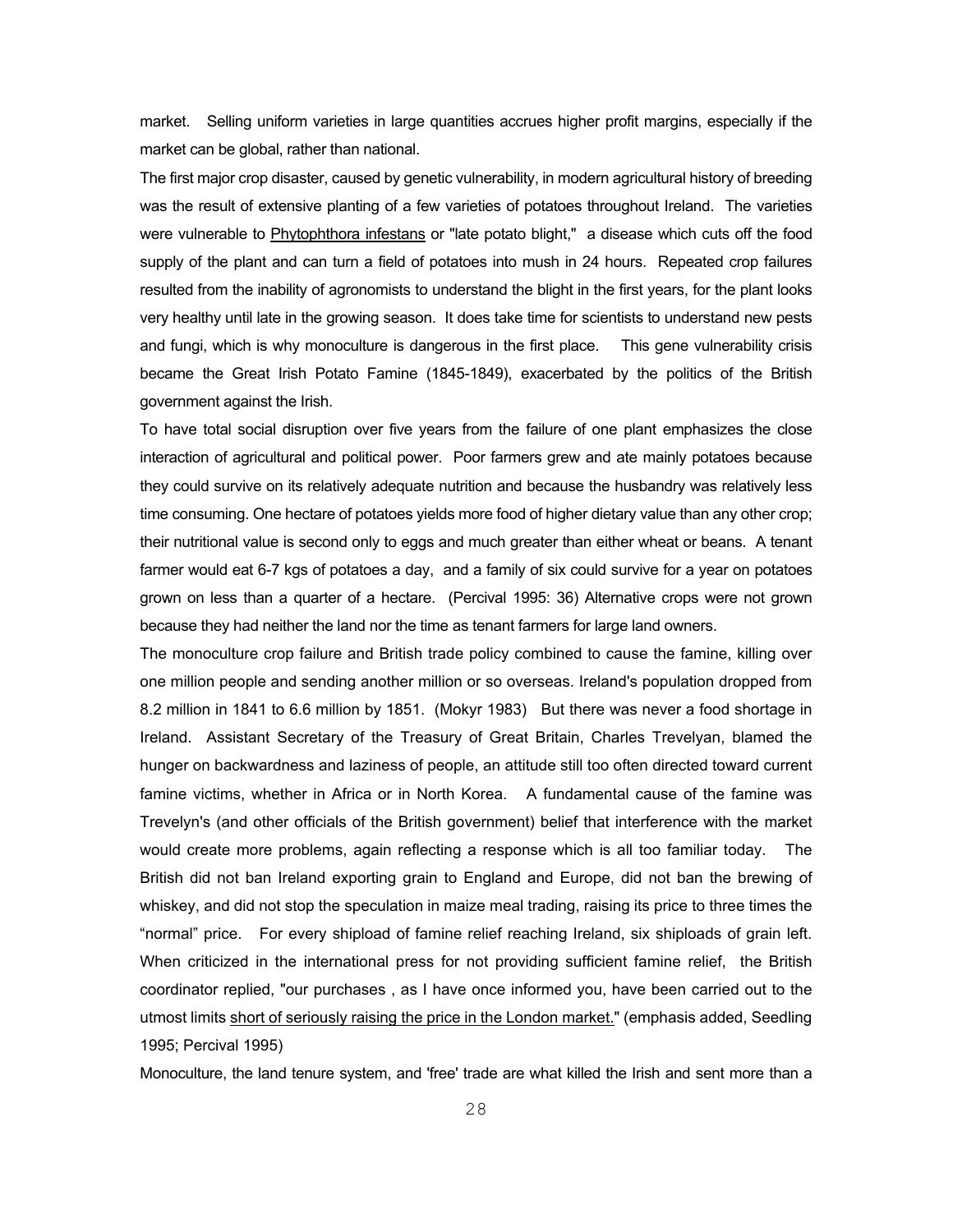market. Selling uniform varieties in large quantities accrues higher profit margins, especially if the market can be global, rather than national.

The first major crop disaster, caused by genetic vulnerability, in modern agricultural history of breeding was the result of extensive planting of a few varieties of potatoes throughout Ireland. The varieties were vulnerable to <u>Phytophthora infestans</u> or "late potato blight," a disease which cuts off the food supply of the plant and can turn a field of potatoes into mush in 24 hours. Repeated crop failures resulted from the inability of agronomists to understand the blight in the first years, for the plant looks very healthy until late in the growing season. It does take time for scientists to understand new pests and fungi, which is why monoculture is dangerous in the first place. This gene vulnerability crisis became the Great Irish Potato Famine (1845-1849), exacerbated by the politics of the British government against the Irish.

To have total social disruption over five years from the failure of one plant emphasizes the close interaction of agricultural and political power. Poor farmers grew and ate mainly potatoes because they could survive on its relatively adequate nutrition and because the husbandry was relatively less time consuming. One hectare of potatoes yields more food of higher dietary value than any other crop; their nutritional value is second only to eggs and much greater than either wheat or beans. A tenant farmer would eat 6-7 kgs of potatoes a day, and a family of six could survive for a year on potatoes grown on less than a quarter of a hectare. (Percival 1995: 36) Alternative crops were not grown because they had neither the land nor the time as tenant farmers for large land owners.

The monoculture crop failure and British trade policy combined to cause the famine, killing over one million people and sending another million or so overseas. Ireland's population dropped from 8.2 million in 1841 to 6.6 million by 1851. (Mokyr 1983) But there was never a food shortage in Ireland. Assistant Secretary of the Treasury of Great Britain, Charles Trevelyan, blamed the hunger on backwardness and laziness of people, an attitude still too often directed toward current famine victims, whether in Africa or in North Korea. A fundamental cause of the famine was Trevelyn's (and other officials of the British government) belief that interference with the market would create more problems, again reflecting a response which is all too familiar today. The British did not ban Ireland exporting grain to England and Europe, did not ban the brewing of whiskey, and did not stop the speculation in maize meal trading, raising its price to three times the "normal" price. For every shipload of famine relief reaching Ireland, six shiploads of grain left. When criticized in the international press for not providing sufficient famine relief, the British coordinator replied, "our purchases , as I have once informed you, have been carried out to the utmost limits <u>short of seriously raising the price in the London market.</u>" (emphasis added, Seedling 1995; Percival 1995)

Monoculture, the land tenure system, and 'free' trade are what killed the Irish and sent more than a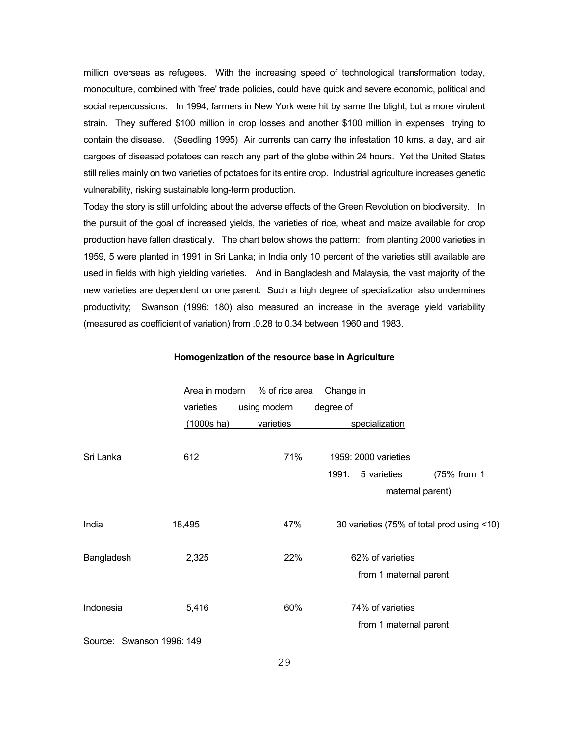million overseas as refugees. With the increasing speed of technological transformation today, monoculture, combined with 'free' trade policies, could have quick and severe economic, political and social repercussions. In 1994, farmers in New York were hit by same the blight, but a more virulent strain. They suffered $100 million in crop losses and another $100 million in expenses trying to contain the disease. (Seedling 1995) Air currents can carry the infestation 10 kms. a day, and air cargoes of diseased potatoes can reach any part of the globe within 24 hours. Yet the United States still relies mainly on two varieties of potatoes for its entire crop. Industrial agriculture increases genetic vulnerability, risking sustainable long-term production.

Today the story is still unfolding about the adverse effects of the Green Revolution on biodiversity. In the pursuit of the goal of increased yields, the varieties of rice, wheat and maize available for crop production have fallen drastically. The chart below shows the pattern: from planting 2000 varieties in 1959, 5 were planted in 1991 in Sri Lanka; in India only 10 percent of the varieties still available are used in fields with high yielding varieties. And in Bangladesh and Malaysia, the vast majority of the new varieties are dependent on one parent. Such a high degree of specialization also undermines productivity; Swanson (1996: 180) also measured an increase in the average yield variability (measured as coefficient of variation) from .0.28 to 0.34 between 1960 and 1983.

**Homogenization of the resource base in Agriculture**

| | Area in modern varieties (1000s ha) | % of rice area using modern varieties | Change in degree of specialization |
|---|---|---|---|
| Sri Lanka | 612 | 71% | 1959: 2000 varieties<br>1991: 5 varieties (75% from 1 maternal parent) |
| India | 18,495 | 47% | 30 varieties (75% of total prod using <10) |
| Bangladesh | 2,325 | 22% | 62% of varieties from 1 maternal parent |
| Indonesia | 5,416 | 60% | 74% of varieties from 1 maternal parent |

Source: Swanson 1996: 149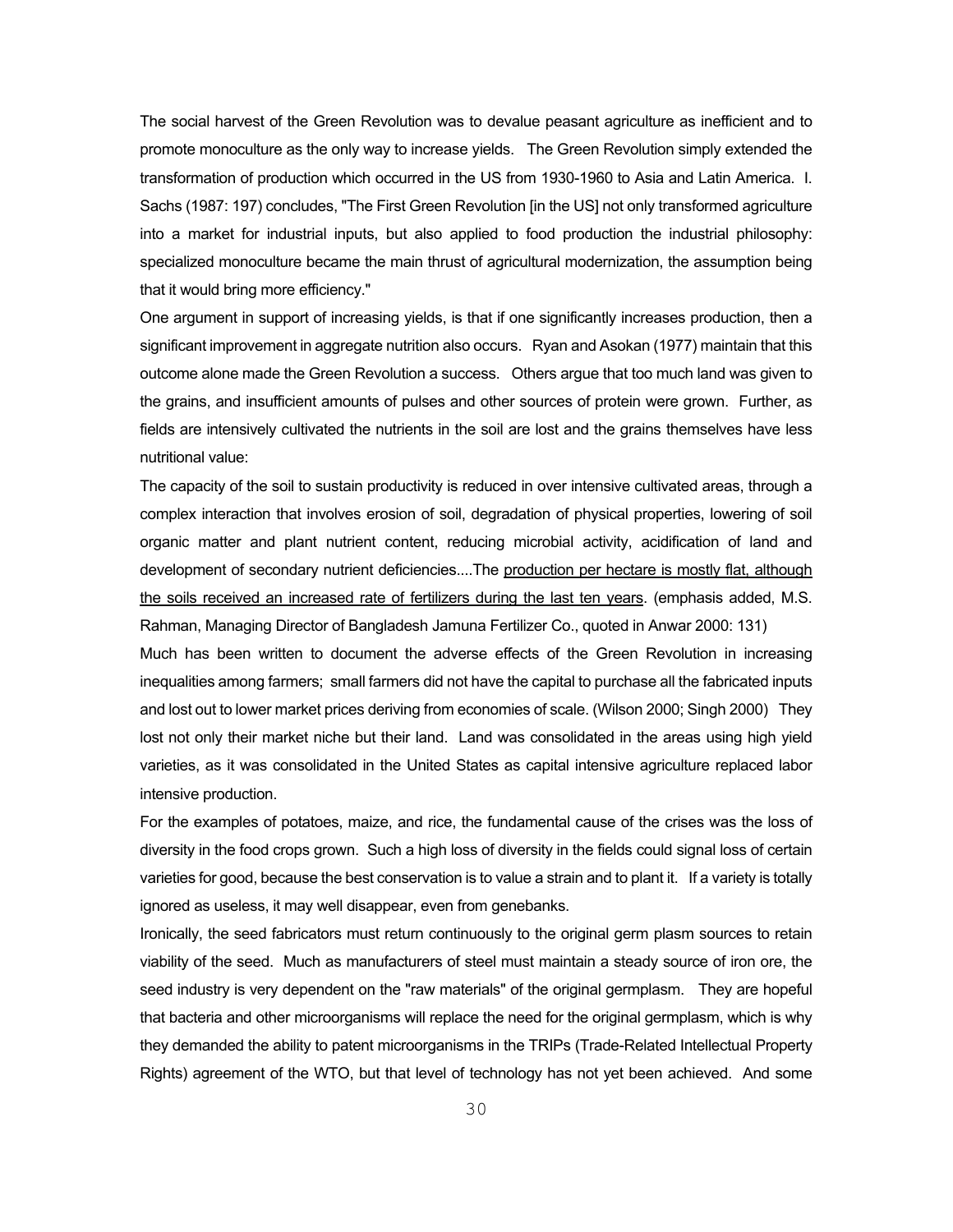The social harvest of the Green Revolution was to devalue peasant agriculture as inefficient and to promote monoculture as the only way to increase yields. The Green Revolution simply extended the transformation of production which occurred in the US from 1930-1960 to Asia and Latin America. I. Sachs (1987: 197) concludes, "The First Green Revolution [in the US] not only transformed agriculture into a market for industrial inputs, but also applied to food production the industrial philosophy: specialized monoculture became the main thrust of agricultural modernization, the assumption being that it would bring more efficiency."

One argument in support of increasing yields, is that if one significantly increases production, then a significant improvement in aggregate nutrition also occurs. Ryan and Asokan (1977) maintain that this outcome alone made the Green Revolution a success. Others argue that too much land was given to the grains, and insufficient amounts of pulses and other sources of protein were grown. Further, as fields are intensively cultivated the nutrients in the soil are lost and the grains themselves have less nutritional value:

The capacity of the soil to sustain productivity is reduced in over intensive cultivated areas, through a complex interaction that involves erosion of soil, degradation of physical properties, lowering of soil organic matter and plant nutrient content, reducing microbial activity, acidification of land and development of secondary nutrient deficiencies....The <u>production per hectare is mostly flat, although the soils received an increased rate of fertilizers during the last ten years</u>. (emphasis added, M.S. Rahman, Managing Director of Bangladesh Jamuna Fertilizer Co., quoted in Anwar 2000: 131)

Much has been written to document the adverse effects of the Green Revolution in increasing inequalities among farmers; small farmers did not have the capital to purchase all the fabricated inputs and lost out to lower market prices deriving from economies of scale. (Wilson 2000; Singh 2000) They lost not only their market niche but their land. Land was consolidated in the areas using high yield varieties, as it was consolidated in the United States as capital intensive agriculture replaced labor intensive production.

For the examples of potatoes, maize, and rice, the fundamental cause of the crises was the loss of diversity in the food crops grown. Such a high loss of diversity in the fields could signal loss of certain varieties for good, because the best conservation is to value a strain and to plant it. If a variety is totally ignored as useless, it may well disappear, even from genebanks.

Ironically, the seed fabricators must return continuously to the original germ plasm sources to retain viability of the seed. Much as manufacturers of steel must maintain a steady source of iron ore, the seed industry is very dependent on the "raw materials" of the original germplasm. They are hopeful that bacteria and other microorganisms will replace the need for the original germplasm, which is why they demanded the ability to patent microorganisms in the TRIPs (Trade-Related Intellectual Property Rights) agreement of the WTO, but that level of technology has not yet been achieved. And some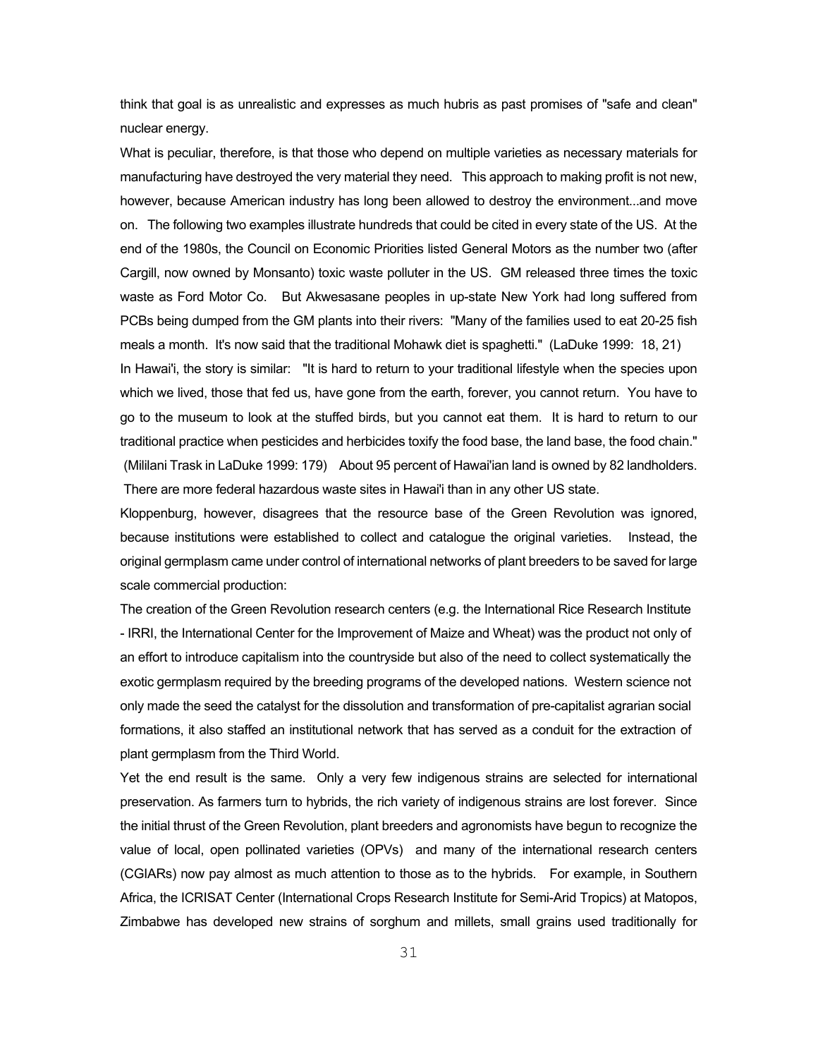think that goal is as unrealistic and expresses as much hubris as past promises of "safe and clean" nuclear energy.

What is peculiar, therefore, is that those who depend on multiple varieties as necessary materials for manufacturing have destroyed the very material they need. This approach to making profit is not new, however, because American industry has long been allowed to destroy the environment...and move on. The following two examples illustrate hundreds that could be cited in every state of the US. At the end of the 1980s, the Council on Economic Priorities listed General Motors as the number two (after Cargill, now owned by Monsanto) toxic waste polluter in the US. GM released three times the toxic waste as Ford Motor Co. But Akwesasane peoples in up-state New York had long suffered from PCBs being dumped from the GM plants into their rivers: "Many of the families used to eat 20-25 fish meals a month. It's now said that the traditional Mohawk diet is spaghetti." (LaDuke 1999: 18, 21)

In Hawai'i, the story is similar: "It is hard to return to your traditional lifestyle when the species upon which we lived, those that fed us, have gone from the earth, forever, you cannot return. You have to go to the museum to look at the stuffed birds, but you cannot eat them. It is hard to return to our traditional practice when pesticides and herbicides toxify the food base, the land base, the food chain." (Mililani Trask in LaDuke 1999: 179) About 95 percent of Hawai'ian land is owned by 82 landholders. There are more federal hazardous waste sites in Hawai'i than in any other US state.

Kloppenburg, however, disagrees that the resource base of the Green Revolution was ignored, because institutions were established to collect and catalogue the original varieties. Instead, the original germplasm came under control of international networks of plant breeders to be saved for large scale commercial production:

> The creation of the Green Revolution research centers (e.g. the International Rice Research Institute - IRRI, the International Center for the Improvement of Maize and Wheat) was the product not only of an effort to introduce capitalism into the countryside but also of the need to collect systematically the exotic germplasm required by the breeding programs of the developed nations. Western science not only made the seed the catalyst for the dissolution and transformation of pre-capitalist agrarian social formations, it also staffed an institutional network that has served as a conduit for the extraction of plant germplasm from the Third World.

Yet the end result is the same. Only a very few indigenous strains are selected for international preservation. As farmers turn to hybrids, the rich variety of indigenous strains are lost forever. Since the initial thrust of the Green Revolution, plant breeders and agronomists have begun to recognize the value of local, open pollinated varieties (OPVs) and many of the international research centers (CGIARs) now pay almost as much attention to those as to the hybrids. For example, in Southern Africa, the ICRISAT Center (International Crops Research Institute for Semi-Arid Tropics) at Matopos, Zimbabwe has developed new strains of sorghum and millets, small grains used traditionally for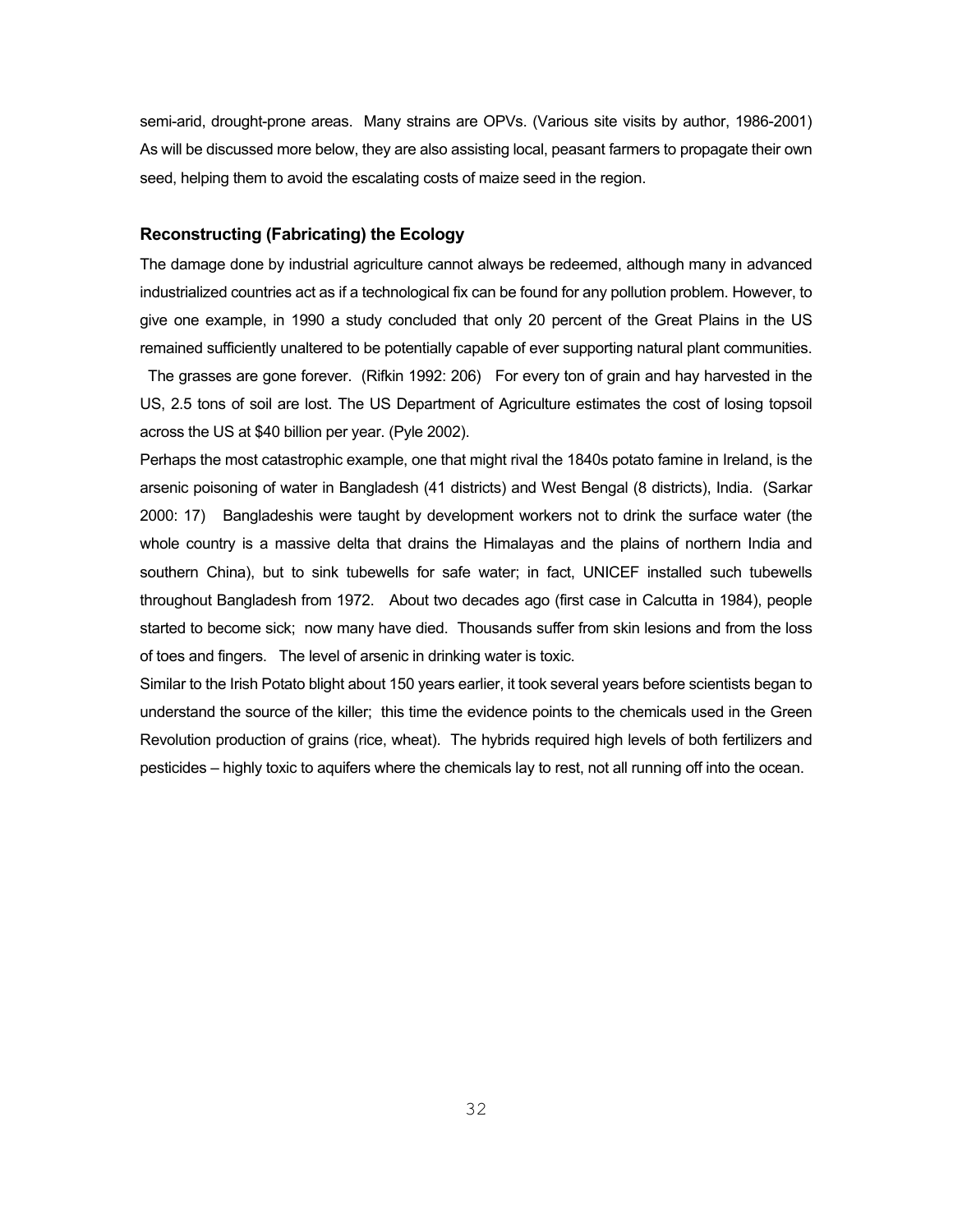semi-arid, drought-prone areas. Many strains are OPVs. (Various site visits by author, 1986-2001) As will be discussed more below, they are also assisting local, peasant farmers to propagate their own seed, helping them to avoid the escalating costs of maize seed in the region.

### Reconstructing (Fabricating) the Ecology

The damage done by industrial agriculture cannot always be redeemed, although many in advanced industrialized countries act as if a technological fix can be found for any pollution problem. However, to give one example, in 1990 a study concluded that only 20 percent of the Great Plains in the US remained sufficiently unaltered to be potentially capable of ever supporting natural plant communities. The grasses are gone forever. (Rifkin 1992: 206) For every ton of grain and hay harvested in the US, 2.5 tons of soil are lost. The US Department of Agriculture estimates the cost of losing topsoil across the US at $40 billion per year. (Pyle 2002).

Perhaps the most catastrophic example, one that might rival the 1840s potato famine in Ireland, is the arsenic poisoning of water in Bangladesh (41 districts) and West Bengal (8 districts), India. (Sarkar 2000: 17) Bangladeshis were taught by development workers not to drink the surface water (the whole country is a massive delta that drains the Himalayas and the plains of northern India and southern China), but to sink tubewells for safe water; in fact, UNICEF installed such tubewells throughout Bangladesh from 1972. About two decades ago (first case in Calcutta in 1984), people started to become sick; now many have died. Thousands suffer from skin lesions and from the loss of toes and fingers. The level of arsenic in drinking water is toxic.

Similar to the Irish Potato blight about 150 years earlier, it took several years before scientists began to understand the source of the killer; this time the evidence points to the chemicals used in the Green Revolution production of grains (rice, wheat). The hybrids required high levels of both fertilizers and pesticides – highly toxic to aquifers where the chemicals lay to rest, not all running off into the ocean.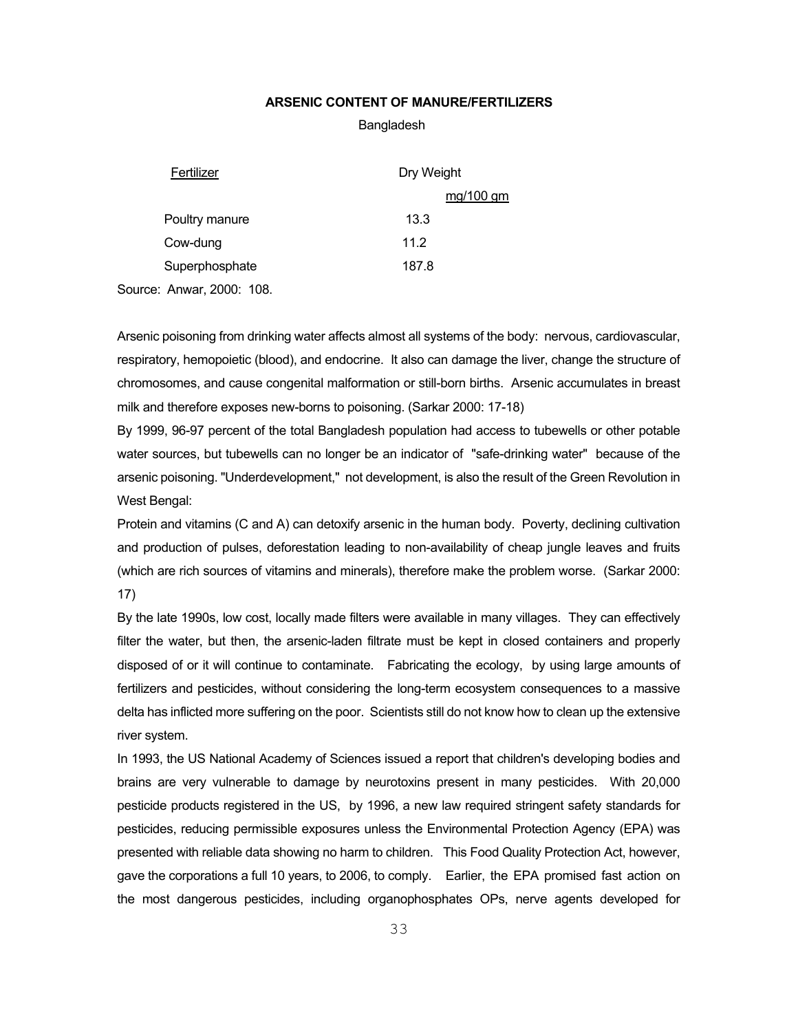**ARSENIC CONTENT OF MANURE/FERTILIZERS**

Bangladesh

| Fertilizer | Dry Weight mg/100 gm |
|---|---|
| Poultry manure | 13.3 |
| Cow-dung | 11.2 |
| Superphosphate | 187.8 |

Source: Anwar, 2000: 108.

Arsenic poisoning from drinking water affects almost all systems of the body: nervous, cardiovascular, respiratory, hemopoietic (blood), and endocrine. It also can damage the liver, change the structure of chromosomes, and cause congenital malformation or still-born births. Arsenic accumulates in breast milk and therefore exposes new-borns to poisoning. (Sarkar 2000: 17-18)

By 1999, 96-97 percent of the total Bangladesh population had access to tubewells or other potable water sources, but tubewells can no longer be an indicator of "safe-drinking water" because of the arsenic poisoning. "Underdevelopment," not development, is also the result of the Green Revolution in West Bengal:

Protein and vitamins (C and A) can detoxify arsenic in the human body. Poverty, declining cultivation and production of pulses, deforestation leading to non-availability of cheap jungle leaves and fruits (which are rich sources of vitamins and minerals), therefore make the problem worse. (Sarkar 2000: 17)

By the late 1990s, low cost, locally made filters were available in many villages. They can effectively filter the water, but then, the arsenic-laden filtrate must be kept in closed containers and properly disposed of or it will continue to contaminate. Fabricating the ecology, by using large amounts of fertilizers and pesticides, without considering the long-term ecosystem consequences to a massive delta has inflicted more suffering on the poor. Scientists still do not know how to clean up the extensive river system.

In 1993, the US National Academy of Sciences issued a report that children's developing bodies and brains are very vulnerable to damage by neurotoxins present in many pesticides. With 20,000 pesticide products registered in the US, by 1996, a new law required stringent safety standards for pesticides, reducing permissible exposures unless the Environmental Protection Agency (EPA) was presented with reliable data showing no harm to children. This Food Quality Protection Act, however, gave the corporations a full 10 years, to 2006, to comply. Earlier, the EPA promised fast action on the most dangerous pesticides, including organophosphates OPs, nerve agents developed for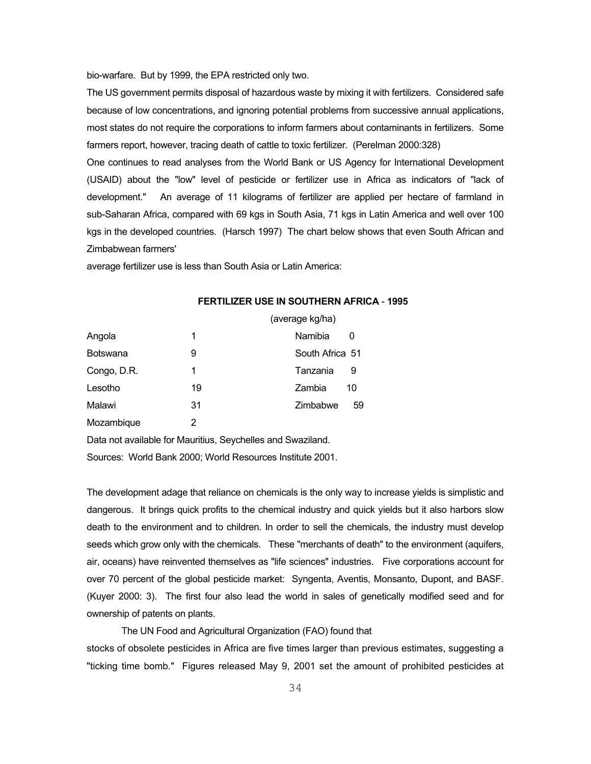bio-warfare. But by 1999, the EPA restricted only two.

The US government permits disposal of hazardous waste by mixing it with fertilizers. Considered safe because of low concentrations, and ignoring potential problems from successive annual applications, most states do not require the corporations to inform farmers about contaminants in fertilizers. Some farmers report, however, tracing death of cattle to toxic fertilizer. (Perelman 2000:328)

One continues to read analyses from the World Bank or US Agency for International Development (USAID) about the "low" level of pesticide or fertilizer use in Africa as indicators of "lack of development." An average of 11 kilograms of fertilizer are applied per hectare of farmland in sub-Saharan Africa, compared with 69 kgs in South Asia, 71 kgs in Latin America and well over 100 kgs in the developed countries. (Harsch 1997) The chart below shows that even South African and Zimbabwean farmers'

average fertilizer use is less than South Asia or Latin America:

**FERTILIZER USE IN SOUTHERN AFRICA - 1995**

(average kg/ha)

| Country | kg/ha | Country | kg/ha |
|---|---|---|---|
| Angola | 1 | Namibia | 0 |
| Botswana | 9 | South Africa | 51 |
| Congo, D.R. | 1 | Tanzania | 9 |
| Lesotho | 19 | Zambia | 10 |
| Malawi | 31 | Zimbabwe | 59 |
| Mozambique | 2 | | |

Data not available for Mauritius, Seychelles and Swaziland.

Sources: World Bank 2000; World Resources Institute 2001.

The development adage that reliance on chemicals is the only way to increase yields is simplistic and dangerous. It brings quick profits to the chemical industry and quick yields but it also harbors slow death to the environment and to children. In order to sell the chemicals, the industry must develop seeds which grow only with the chemicals. These "merchants of death" to the environment (aquifers, air, oceans) have reinvented themselves as "life sciences" industries. Five corporations account for over 70 percent of the global pesticide market: Syngenta, Aventis, Monsanto, Dupont, and BASF. (Kuyer 2000: 3). The first four also lead the world in sales of genetically modified seed and for ownership of patents on plants.

The UN Food and Agricultural Organization (FAO) found that stocks of obsolete pesticides in Africa are five times larger than previous estimates, suggesting a "ticking time bomb." Figures released May 9, 2001 set the amount of prohibited pesticides at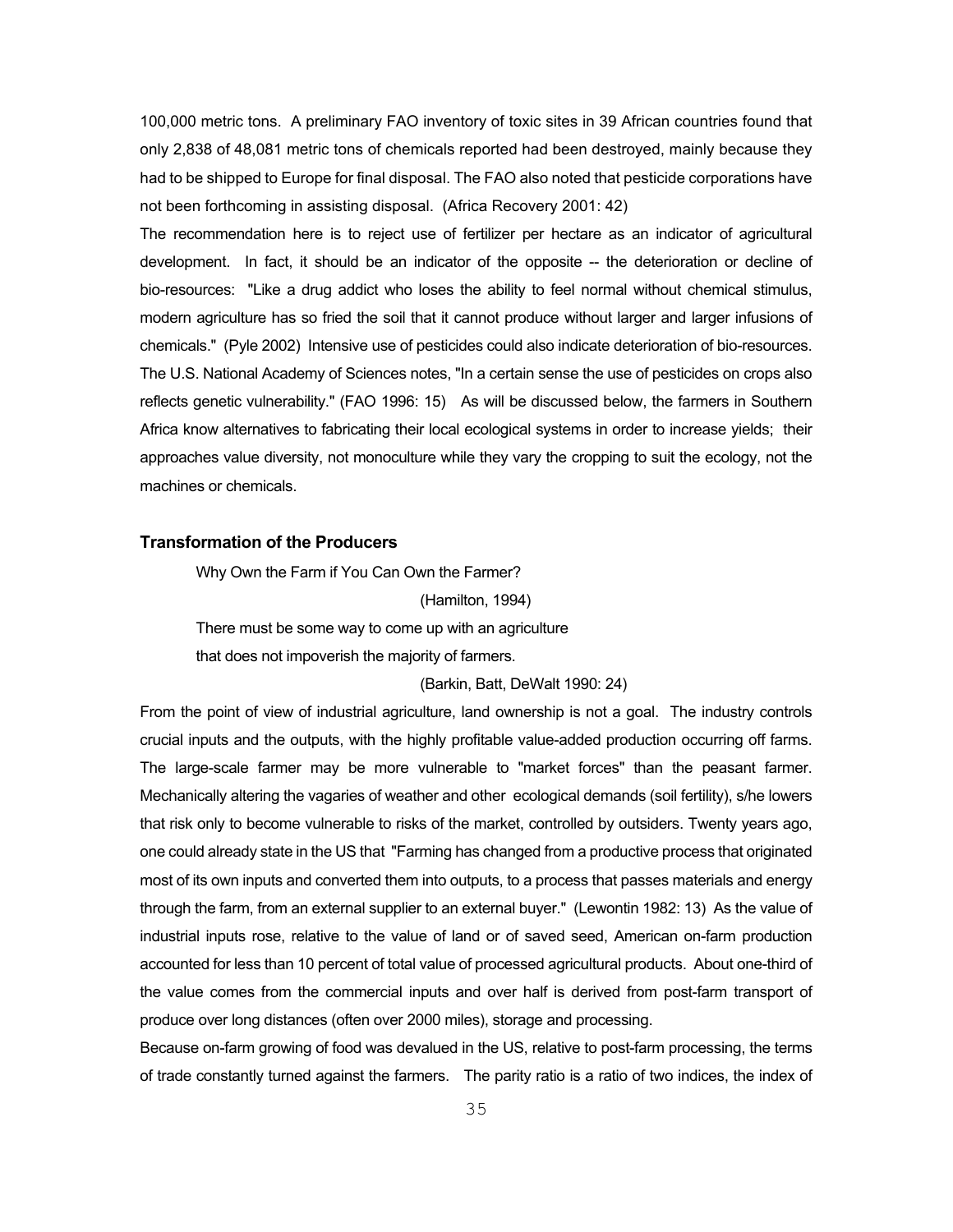100,000 metric tons. A preliminary FAO inventory of toxic sites in 39 African countries found that only 2,838 of 48,081 metric tons of chemicals reported had been destroyed, mainly because they had to be shipped to Europe for final disposal. The FAO also noted that pesticide corporations have not been forthcoming in assisting disposal. (Africa Recovery 2001: 42)

The recommendation here is to reject use of fertilizer per hectare as an indicator of agricultural development. In fact, it should be an indicator of the opposite -- the deterioration or decline of bio-resources: "Like a drug addict who loses the ability to feel normal without chemical stimulus, modern agriculture has so fried the soil that it cannot produce without larger and larger infusions of chemicals." (Pyle 2002) Intensive use of pesticides could also indicate deterioration of bio-resources. The U.S. National Academy of Sciences notes, "In a certain sense the use of pesticides on crops also reflects genetic vulnerability." (FAO 1996: 15) As will be discussed below, the farmers in Southern Africa know alternatives to fabricating their local ecological systems in order to increase yields; their approaches value diversity, not monoculture while they vary the cropping to suit the ecology, not the machines or chemicals.

### Transformation of the Producers

> Why Own the Farm if You Can Own the Farmer?
>
> (Hamilton, 1994)
>
> There must be some way to come up with an agriculture that does not impoverish the majority of farmers.
>
> (Barkin, Batt, DeWalt 1990: 24)

From the point of view of industrial agriculture, land ownership is not a goal. The industry controls crucial inputs and the outputs, with the highly profitable value-added production occurring off farms. The large-scale farmer may be more vulnerable to "market forces" than the peasant farmer. Mechanically altering the vagaries of weather and other ecological demands (soil fertility), s/he lowers that risk only to become vulnerable to risks of the market, controlled by outsiders. Twenty years ago, one could already state in the US that "Farming has changed from a productive process that originated most of its own inputs and converted them into outputs, to a process that passes materials and energy through the farm, from an external supplier to an external buyer." (Lewontin 1982: 13) As the value of industrial inputs rose, relative to the value of land or of saved seed, American on-farm production accounted for less than 10 percent of total value of processed agricultural products. About one-third of the value comes from the commercial inputs and over half is derived from post-farm transport of produce over long distances (often over 2000 miles), storage and processing.

Because on-farm growing of food was devalued in the US, relative to post-farm processing, the terms of trade constantly turned against the farmers. The parity ratio is a ratio of two indices, the index of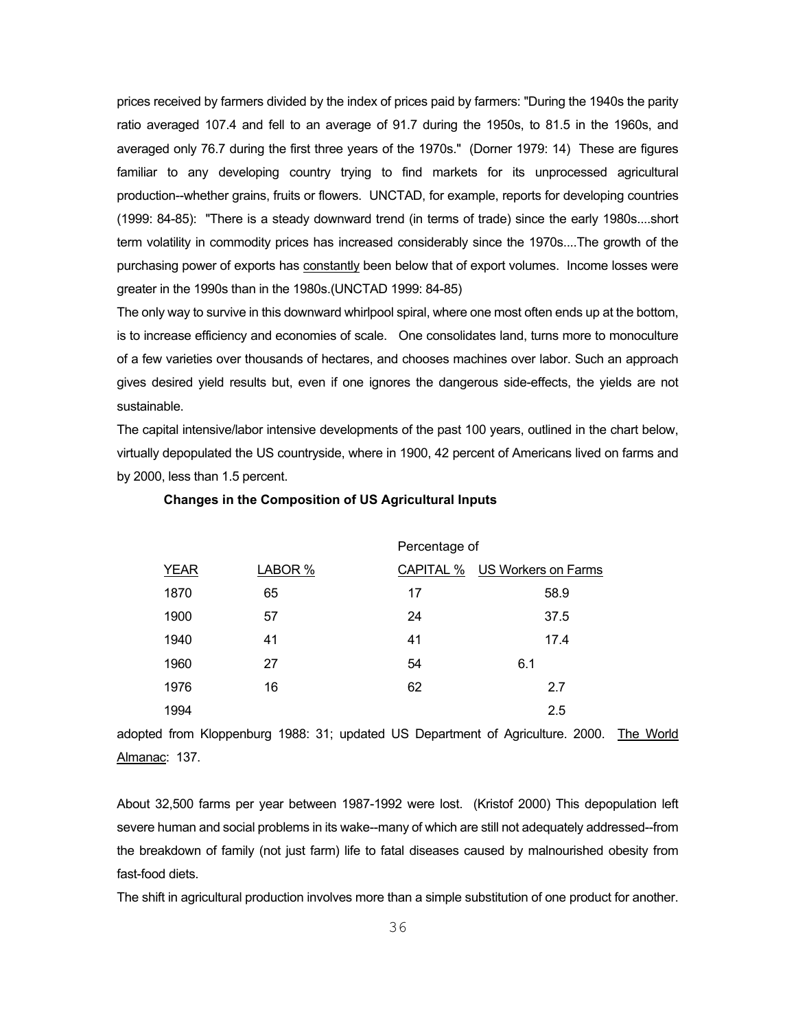prices received by farmers divided by the index of prices paid by farmers: "During the 1940s the parity ratio averaged 107.4 and fell to an average of 91.7 during the 1950s, to 81.5 in the 1960s, and averaged only 76.7 during the first three years of the 1970s." (Dorner 1979: 14) These are figures familiar to any developing country trying to find markets for its unprocessed agricultural production--whether grains, fruits or flowers. UNCTAD, for example, reports for developing countries (1999: 84-85): "There is a steady downward trend (in terms of trade) since the early 1980s....short term volatility in commodity prices has increased considerably since the 1970s....The growth of the purchasing power of exports has constantly been below that of export volumes. Income losses were greater in the 1990s than in the 1980s.(UNCTAD 1999: 84-85)

The only way to survive in this downward whirlpool spiral, where one most often ends up at the bottom, is to increase efficiency and economies of scale. One consolidates land, turns more to monoculture of a few varieties over thousands of hectares, and chooses machines over labor. Such an approach gives desired yield results but, even if one ignores the dangerous side-effects, the yields are not sustainable.

The capital intensive/labor intensive developments of the past 100 years, outlined in the chart below, virtually depopulated the US countryside, where in 1900, 42 percent of Americans lived on farms and by 2000, less than 1.5 percent.

**Changes in the Composition of US Agricultural Inputs**

| YEAR | LABOR % | CAPITAL % | Percentage of US Workers on Farms |
|---|---|---|---|
| 1870 | 65 | 17 | 58.9 |
| 1900 | 57 | 24 | 37.5 |
| 1940 | 41 | 41 | 17.4 |
| 1960 | 27 | 54 | 6.1 |
| 1976 | 16 | 62 | 2.7 |
| 1994 | | | 2.5 |

adopted from Kloppenburg 1988: 31; updated US Department of Agriculture. 2000. The World Almanac: 137.

About 32,500 farms per year between 1987-1992 were lost. (Kristof 2000) This depopulation left severe human and social problems in its wake--many of which are still not adequately addressed--from the breakdown of family (not just farm) life to fatal diseases caused by malnourished obesity from fast-food diets.

The shift in agricultural production involves more than a simple substitution of one product for another.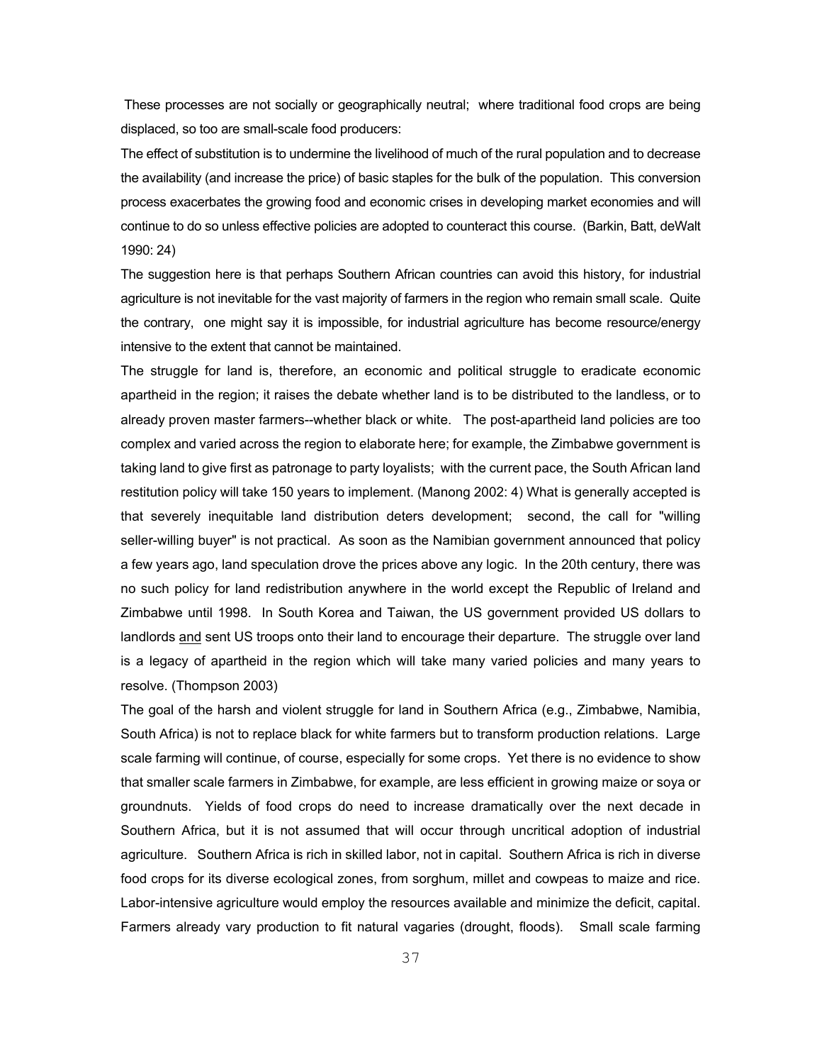These processes are not socially or geographically neutral; where traditional food crops are being displaced, so too are small-scale food producers:

The effect of substitution is to undermine the livelihood of much of the rural population and to decrease the availability (and increase the price) of basic staples for the bulk of the population. This conversion process exacerbates the growing food and economic crises in developing market economies and will continue to do so unless effective policies are adopted to counteract this course. (Barkin, Batt, deWalt 1990: 24)

The suggestion here is that perhaps Southern African countries can avoid this history, for industrial agriculture is not inevitable for the vast majority of farmers in the region who remain small scale. Quite the contrary, one might say it is impossible, for industrial agriculture has become resource/energy intensive to the extent that cannot be maintained.

The struggle for land is, therefore, an economic and political struggle to eradicate economic apartheid in the region; it raises the debate whether land is to be distributed to the landless, or to already proven master farmers--whether black or white. The post-apartheid land policies are too complex and varied across the region to elaborate here; for example, the Zimbabwe government is taking land to give first as patronage to party loyalists; with the current pace, the South African land restitution policy will take 150 years to implement. (Manong 2002: 4) What is generally accepted is that severely inequitable land distribution deters development; second, the call for "willing seller-willing buyer" is not practical. As soon as the Namibian government announced that policy a few years ago, land speculation drove the prices above any logic. In the 20th century, there was no such policy for land redistribution anywhere in the world except the Republic of Ireland and Zimbabwe until 1998. In South Korea and Taiwan, the US government provided US dollars to landlords <u>and</u> sent US troops onto their land to encourage their departure. The struggle over land is a legacy of apartheid in the region which will take many varied policies and many years to resolve. (Thompson 2003)

The goal of the harsh and violent struggle for land in Southern Africa (e.g., Zimbabwe, Namibia, South Africa) is not to replace black for white farmers but to transform production relations. Large scale farming will continue, of course, especially for some crops. Yet there is no evidence to show that smaller scale farmers in Zimbabwe, for example, are less efficient in growing maize or soya or groundnuts. Yields of food crops do need to increase dramatically over the next decade in Southern Africa, but it is not assumed that will occur through uncritical adoption of industrial agriculture. Southern Africa is rich in skilled labor, not in capital. Southern Africa is rich in diverse food crops for its diverse ecological zones, from sorghum, millet and cowpeas to maize and rice. Labor-intensive agriculture would employ the resources available and minimize the deficit, capital. Farmers already vary production to fit natural vagaries (drought, floods). Small scale farming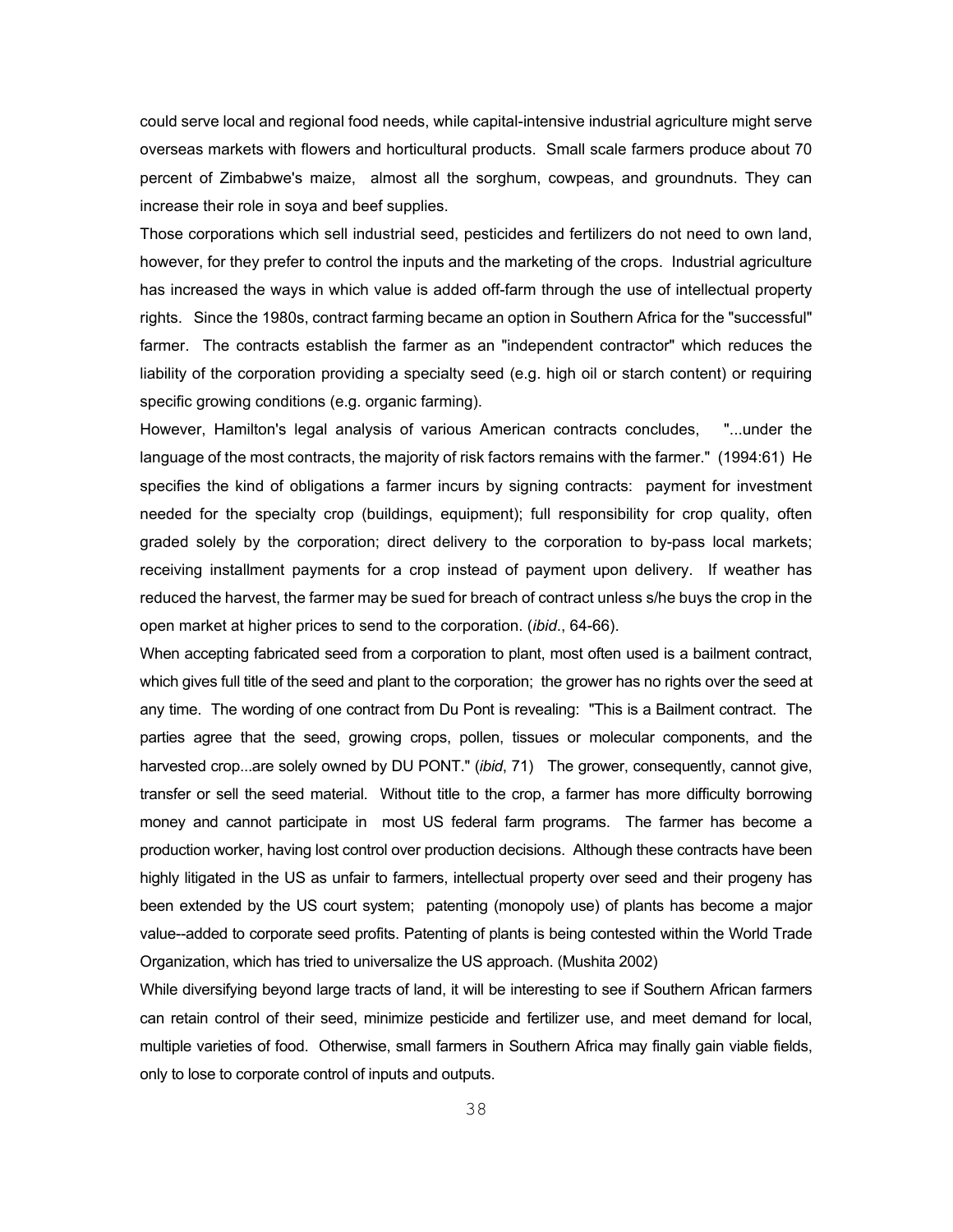could serve local and regional food needs, while capital-intensive industrial agriculture might serve overseas markets with flowers and horticultural products. Small scale farmers produce about 70 percent of Zimbabwe's maize, almost all the sorghum, cowpeas, and groundnuts. They can increase their role in soya and beef supplies.

Those corporations which sell industrial seed, pesticides and fertilizers do not need to own land, however, for they prefer to control the inputs and the marketing of the crops. Industrial agriculture has increased the ways in which value is added off-farm through the use of intellectual property rights. Since the 1980s, contract farming became an option in Southern Africa for the "successful" farmer. The contracts establish the farmer as an "independent contractor" which reduces the liability of the corporation providing a specialty seed (e.g. high oil or starch content) or requiring specific growing conditions (e.g. organic farming).

However, Hamilton's legal analysis of various American contracts concludes, "...under the language of the most contracts, the majority of risk factors remains with the farmer." (1994:61) He specifies the kind of obligations a farmer incurs by signing contracts: payment for investment needed for the specialty crop (buildings, equipment); full responsibility for crop quality, often graded solely by the corporation; direct delivery to the corporation to by-pass local markets; receiving installment payments for a crop instead of payment upon delivery. If weather has reduced the harvest, the farmer may be sued for breach of contract unless s/he buys the crop in the open market at higher prices to send to the corporation. (*ibid*., 64-66).

When accepting fabricated seed from a corporation to plant, most often used is a bailment contract, which gives full title of the seed and plant to the corporation; the grower has no rights over the seed at any time. The wording of one contract from Du Pont is revealing: "This is a Bailment contract. The parties agree that the seed, growing crops, pollen, tissues or molecular components, and the harvested crop...are solely owned by DU PONT." (*ibid*, 71) The grower, consequently, cannot give, transfer or sell the seed material. Without title to the crop, a farmer has more difficulty borrowing money and cannot participate in most US federal farm programs. The farmer has become a production worker, having lost control over production decisions. Although these contracts have been highly litigated in the US as unfair to farmers, intellectual property over seed and their progeny has been extended by the US court system; patenting (monopoly use) of plants has become a major value--added to corporate seed profits. Patenting of plants is being contested within the World Trade Organization, which has tried to universalize the US approach. (Mushita 2002)

While diversifying beyond large tracts of land, it will be interesting to see if Southern African farmers can retain control of their seed, minimize pesticide and fertilizer use, and meet demand for local, multiple varieties of food. Otherwise, small farmers in Southern Africa may finally gain viable fields, only to lose to corporate control of inputs and outputs.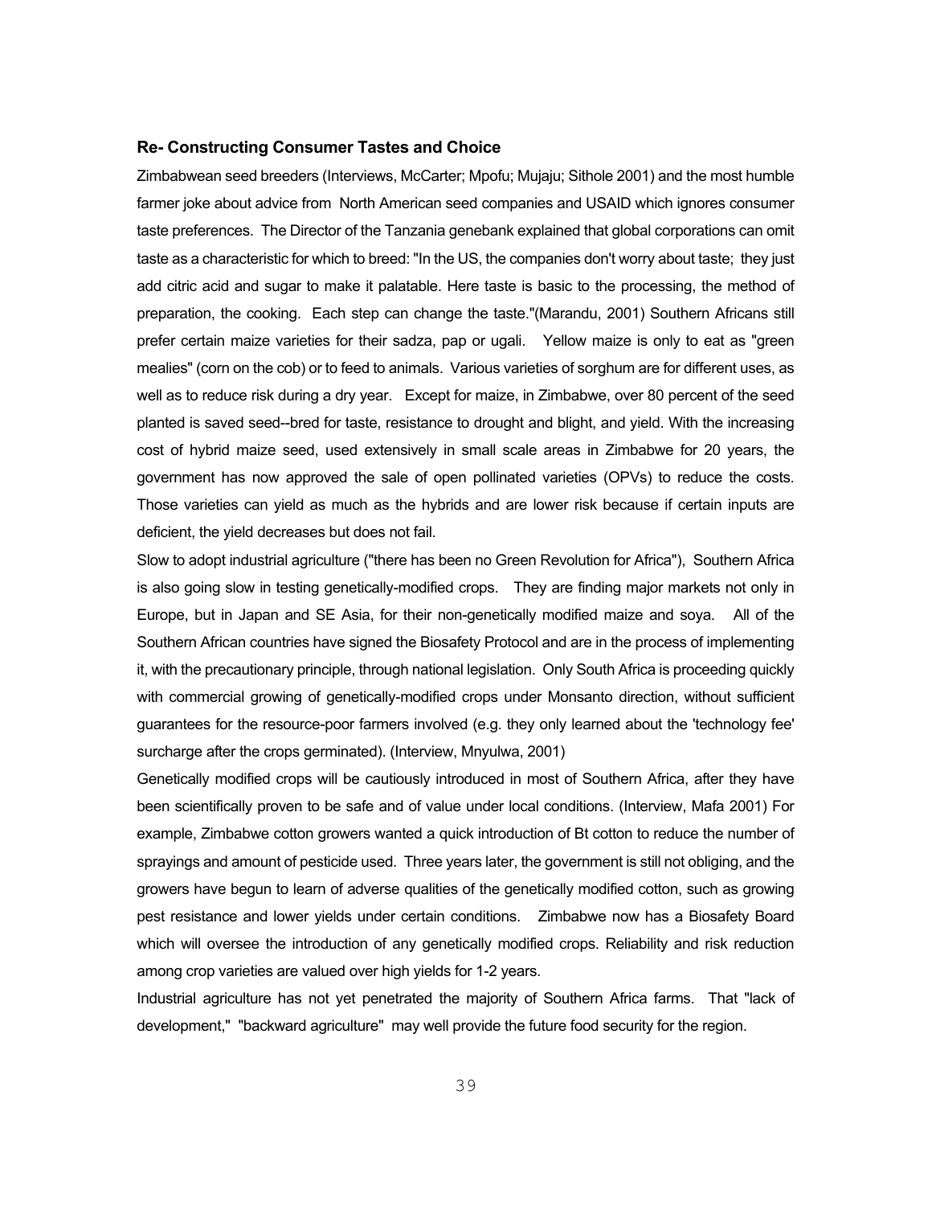### Re- Constructing Consumer Tastes and Choice

Zimbabwean seed breeders (Interviews, McCarter; Mpofu; Mujaju; Sithole 2001) and the most humble farmer joke about advice from North American seed companies and USAID which ignores consumer taste preferences. The Director of the Tanzania genebank explained that global corporations can omit taste as a characteristic for which to breed: "In the US, the companies don't worry about taste; they just add citric acid and sugar to make it palatable. Here taste is basic to the processing, the method of preparation, the cooking. Each step can change the taste."(Marandu, 2001) Southern Africans still prefer certain maize varieties for their sadza, pap or ugali. Yellow maize is only to eat as "green mealies" (corn on the cob) or to feed to animals. Various varieties of sorghum are for different uses, as well as to reduce risk during a dry year. Except for maize, in Zimbabwe, over 80 percent of the seed planted is saved seed--bred for taste, resistance to drought and blight, and yield. With the increasing cost of hybrid maize seed, used extensively in small scale areas in Zimbabwe for 20 years, the government has now approved the sale of open pollinated varieties (OPVs) to reduce the costs. Those varieties can yield as much as the hybrids and are lower risk because if certain inputs are deficient, the yield decreases but does not fail.

Slow to adopt industrial agriculture ("there has been no Green Revolution for Africa"), Southern Africa is also going slow in testing genetically-modified crops. They are finding major markets not only in Europe, but in Japan and SE Asia, for their non-genetically modified maize and soya. All of the Southern African countries have signed the Biosafety Protocol and are in the process of implementing it, with the precautionary principle, through national legislation. Only South Africa is proceeding quickly with commercial growing of genetically-modified crops under Monsanto direction, without sufficient guarantees for the resource-poor farmers involved (e.g. they only learned about the 'technology fee' surcharge after the crops germinated). (Interview, Mnyulwa, 2001)

Genetically modified crops will be cautiously introduced in most of Southern Africa, after they have been scientifically proven to be safe and of value under local conditions. (Interview, Mafa 2001) For example, Zimbabwe cotton growers wanted a quick introduction of Bt cotton to reduce the number of sprayings and amount of pesticide used. Three years later, the government is still not obliging, and the growers have begun to learn of adverse qualities of the genetically modified cotton, such as growing pest resistance and lower yields under certain conditions. Zimbabwe now has a Biosafety Board which will oversee the introduction of any genetically modified crops. Reliability and risk reduction among crop varieties are valued over high yields for 1-2 years.

Industrial agriculture has not yet penetrated the majority of Southern Africa farms. That "lack of development," "backward agriculture" may well provide the future food security for the region.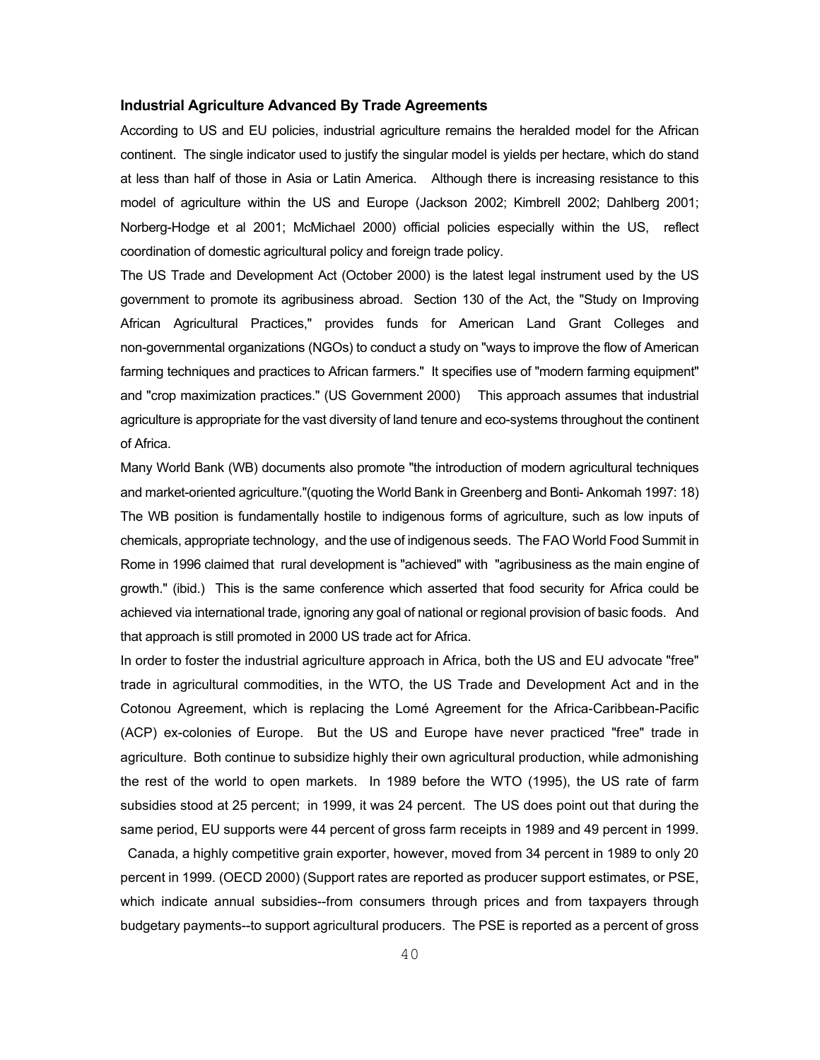**Industrial Agriculture Advanced By Trade Agreements**

According to US and EU policies, industrial agriculture remains the heralded model for the African continent. The single indicator used to justify the singular model is yields per hectare, which do stand at less than half of those in Asia or Latin America. Although there is increasing resistance to this model of agriculture within the US and Europe (Jackson 2002; Kimbrell 2002; Dahlberg 2001; Norberg-Hodge et al 2001; McMichael 2000) official policies especially within the US, reflect coordination of domestic agricultural policy and foreign trade policy.

The US Trade and Development Act (October 2000) is the latest legal instrument used by the US government to promote its agribusiness abroad. Section 130 of the Act, the "Study on Improving African Agricultural Practices," provides funds for American Land Grant Colleges and non-governmental organizations (NGOs) to conduct a study on "ways to improve the flow of American farming techniques and practices to African farmers." It specifies use of "modern farming equipment" and "crop maximization practices." (US Government 2000) This approach assumes that industrial agriculture is appropriate for the vast diversity of land tenure and eco-systems throughout the continent of Africa.

Many World Bank (WB) documents also promote "the introduction of modern agricultural techniques and market-oriented agriculture."(quoting the World Bank in Greenberg and Bonti- Ankomah 1997: 18) The WB position is fundamentally hostile to indigenous forms of agriculture, such as low inputs of chemicals, appropriate technology, and the use of indigenous seeds. The FAO World Food Summit in Rome in 1996 claimed that rural development is "achieved" with "agribusiness as the main engine of growth." (ibid.) This is the same conference which asserted that food security for Africa could be achieved via international trade, ignoring any goal of national or regional provision of basic foods. And that approach is still promoted in 2000 US trade act for Africa.

In order to foster the industrial agriculture approach in Africa, both the US and EU advocate "free" trade in agricultural commodities, in the WTO, the US Trade and Development Act and in the Cotonou Agreement, which is replacing the Lomé Agreement for the Africa-Caribbean-Pacific (ACP) ex-colonies of Europe. But the US and Europe have never practiced "free" trade in agriculture. Both continue to subsidize highly their own agricultural production, while admonishing the rest of the world to open markets. In 1989 before the WTO (1995), the US rate of farm subsidies stood at 25 percent; in 1999, it was 24 percent. The US does point out that during the same period, EU supports were 44 percent of gross farm receipts in 1989 and 49 percent in 1999. Canada, a highly competitive grain exporter, however, moved from 34 percent in 1989 to only 20 percent in 1999. (OECD 2000) (Support rates are reported as producer support estimates, or PSE, which indicate annual subsidies--from consumers through prices and from taxpayers through budgetary payments--to support agricultural producers. The PSE is reported as a percent of gross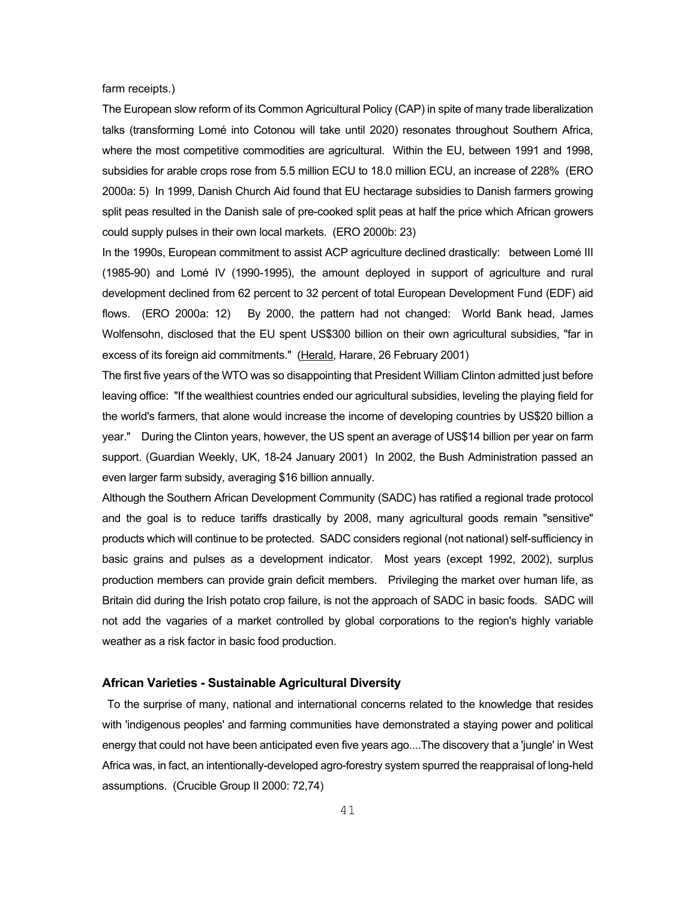farm receipts.)

The European slow reform of its Common Agricultural Policy (CAP) in spite of many trade liberalization talks (transforming Lomé into Cotonou will take until 2020) resonates throughout Southern Africa, where the most competitive commodities are agricultural. Within the EU, between 1991 and 1998, subsidies for arable crops rose from 5.5 million ECU to 18.0 million ECU, an increase of 228% (ERO 2000a: 5) In 1999, Danish Church Aid found that EU hectarage subsidies to Danish farmers growing split peas resulted in the Danish sale of pre-cooked split peas at half the price which African growers could supply pulses in their own local markets. (ERO 2000b: 23)

In the 1990s, European commitment to assist ACP agriculture declined drastically: between Lomé III (1985-90) and Lomé IV (1990-1995), the amount deployed in support of agriculture and rural development declined from 62 percent to 32 percent of total European Development Fund (EDF) aid flows. (ERO 2000a: 12) By 2000, the pattern had not changed: World Bank head, James Wolfensohn, disclosed that the EU spent US$300 billion on their own agricultural subsidies, "far in excess of its foreign aid commitments." (Herald, Harare, 26 February 2001)

The first five years of the WTO was so disappointing that President William Clinton admitted just before leaving office: "If the wealthiest countries ended our agricultural subsidies, leveling the playing field for the world's farmers, that alone would increase the income of developing countries by US$20 billion a year." During the Clinton years, however, the US spent an average of US$14 billion per year on farm support. (Guardian Weekly, UK, 18-24 January 2001) In 2002, the Bush Administration passed an even larger farm subsidy, averaging $16 billion annually.

Although the Southern African Development Community (SADC) has ratified a regional trade protocol and the goal is to reduce tariffs drastically by 2008, many agricultural goods remain "sensitive" products which will continue to be protected. SADC considers regional (not national) self-sufficiency in basic grains and pulses as a development indicator. Most years (except 1992, 2002), surplus production members can provide grain deficit members. Privileging the market over human life, as Britain did during the Irish potato crop failure, is not the approach of SADC in basic foods. SADC will not add the vagaries of a market controlled by global corporations to the region's highly variable weather as a risk factor in basic food production.

### African Varieties - Sustainable Agricultural Diversity

To the surprise of many, national and international concerns related to the knowledge that resides with 'indigenous peoples' and farming communities have demonstrated a staying power and political energy that could not have been anticipated even five years ago....The discovery that a 'jungle' in West Africa was, in fact, an intentionally-developed agro-forestry system spurred the reappraisal of long-held assumptions. (Crucible Group II 2000: 72,74)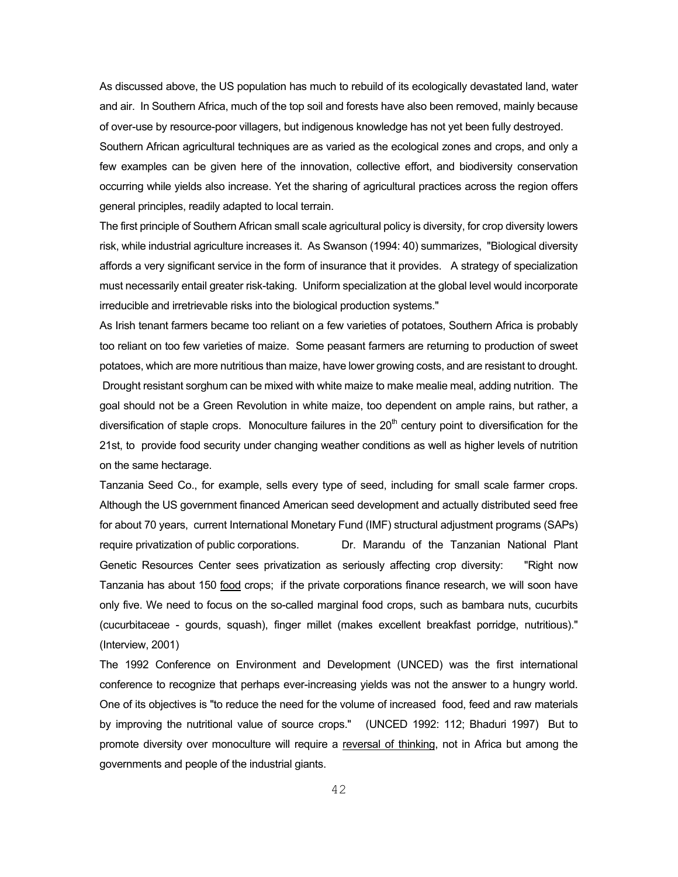As discussed above, the US population has much to rebuild of its ecologically devastated land, water and air. In Southern Africa, much of the top soil and forests have also been removed, mainly because of over-use by resource-poor villagers, but indigenous knowledge has not yet been fully destroyed.

Southern African agricultural techniques are as varied as the ecological zones and crops, and only a few examples can be given here of the innovation, collective effort, and biodiversity conservation occurring while yields also increase. Yet the sharing of agricultural practices across the region offers general principles, readily adapted to local terrain.

The first principle of Southern African small scale agricultural policy is diversity, for crop diversity lowers risk, while industrial agriculture increases it. As Swanson (1994: 40) summarizes, "Biological diversity affords a very significant service in the form of insurance that it provides. A strategy of specialization must necessarily entail greater risk-taking. Uniform specialization at the global level would incorporate irreducible and irretrievable risks into the biological production systems."

As Irish tenant farmers became too reliant on a few varieties of potatoes, Southern Africa is probably too reliant on too few varieties of maize. Some peasant farmers are returning to production of sweet potatoes, which are more nutritious than maize, have lower growing costs, and are resistant to drought. Drought resistant sorghum can be mixed with white maize to make mealie meal, adding nutrition. The goal should not be a Green Revolution in white maize, too dependent on ample rains, but rather, a diversification of staple crops. Monoculture failures in the 20th century point to diversification for the 21st, to provide food security under changing weather conditions as well as higher levels of nutrition on the same hectarage.

Tanzania Seed Co., for example, sells every type of seed, including for small scale farmer crops. Although the US government financed American seed development and actually distributed seed free for about 70 years, current International Monetary Fund (IMF) structural adjustment programs (SAPs) require privatization of public corporations. Dr. Marandu of the Tanzanian National Plant Genetic Resources Center sees privatization as seriously affecting crop diversity: "Right now Tanzania has about 150 food crops; if the private corporations finance research, we will soon have only five. We need to focus on the so-called marginal food crops, such as bambara nuts, cucurbits (cucurbitaceae - gourds, squash), finger millet (makes excellent breakfast porridge, nutritious)." (Interview, 2001)

The 1992 Conference on Environment and Development (UNCED) was the first international conference to recognize that perhaps ever-increasing yields was not the answer to a hungry world. One of its objectives is "to reduce the need for the volume of increased food, feed and raw materials by improving the nutritional value of source crops." (UNCED 1992: 112; Bhaduri 1997) But to promote diversity over monoculture will require a reversal of thinking, not in Africa but among the governments and people of the industrial giants.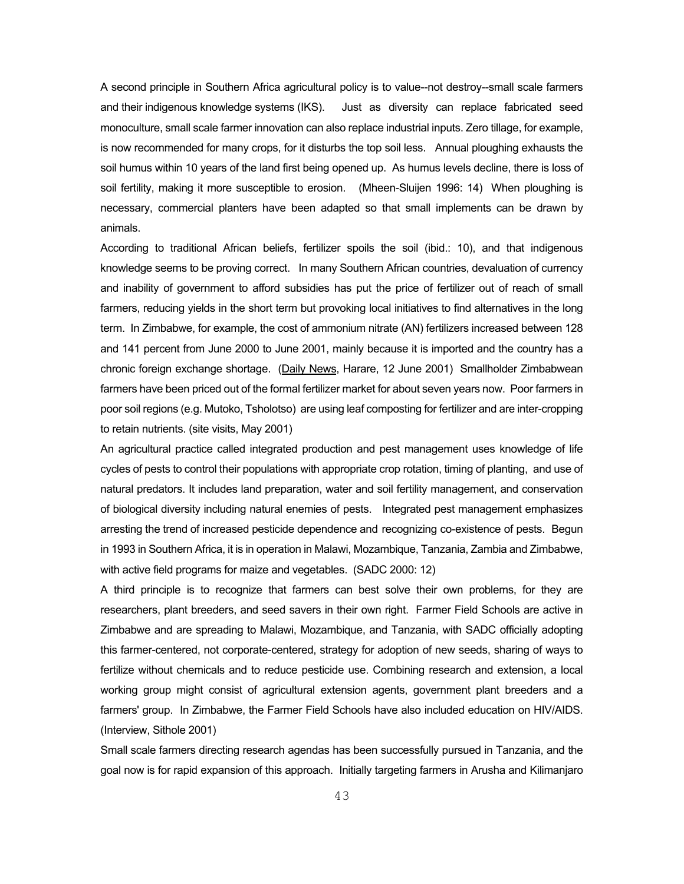A second principle in Southern Africa agricultural policy is to value--not destroy--small scale farmers and their indigenous knowledge systems (IKS). Just as diversity can replace fabricated seed monoculture, small scale farmer innovation can also replace industrial inputs. Zero tillage, for example, is now recommended for many crops, for it disturbs the top soil less. Annual ploughing exhausts the soil humus within 10 years of the land first being opened up. As humus levels decline, there is loss of soil fertility, making it more susceptible to erosion. (Mheen-Sluijen 1996: 14) When ploughing is necessary, commercial planters have been adapted so that small implements can be drawn by animals.

According to traditional African beliefs, fertilizer spoils the soil (ibid.: 10), and that indigenous knowledge seems to be proving correct. In many Southern African countries, devaluation of currency and inability of government to afford subsidies has put the price of fertilizer out of reach of small farmers, reducing yields in the short term but provoking local initiatives to find alternatives in the long term. In Zimbabwe, for example, the cost of ammonium nitrate (AN) fertilizers increased between 128 and 141 percent from June 2000 to June 2001, mainly because it is imported and the country has a chronic foreign exchange shortage. (Daily News, Harare, 12 June 2001) Smallholder Zimbabwean farmers have been priced out of the formal fertilizer market for about seven years now. Poor farmers in poor soil regions (e.g. Mutoko, Tsholotso) are using leaf composting for fertilizer and are inter-cropping to retain nutrients. (site visits, May 2001)

An agricultural practice called integrated production and pest management uses knowledge of life cycles of pests to control their populations with appropriate crop rotation, timing of planting, and use of natural predators. It includes land preparation, water and soil fertility management, and conservation of biological diversity including natural enemies of pests. Integrated pest management emphasizes arresting the trend of increased pesticide dependence and recognizing co-existence of pests. Begun in 1993 in Southern Africa, it is in operation in Malawi, Mozambique, Tanzania, Zambia and Zimbabwe, with active field programs for maize and vegetables. (SADC 2000: 12)

A third principle is to recognize that farmers can best solve their own problems, for they are researchers, plant breeders, and seed savers in their own right. Farmer Field Schools are active in Zimbabwe and are spreading to Malawi, Mozambique, and Tanzania, with SADC officially adopting this farmer-centered, not corporate-centered, strategy for adoption of new seeds, sharing of ways to fertilize without chemicals and to reduce pesticide use. Combining research and extension, a local working group might consist of agricultural extension agents, government plant breeders and a farmers' group. In Zimbabwe, the Farmer Field Schools have also included education on HIV/AIDS. (Interview, Sithole 2001)

Small scale farmers directing research agendas has been successfully pursued in Tanzania, and the goal now is for rapid expansion of this approach. Initially targeting farmers in Arusha and Kilimanjaro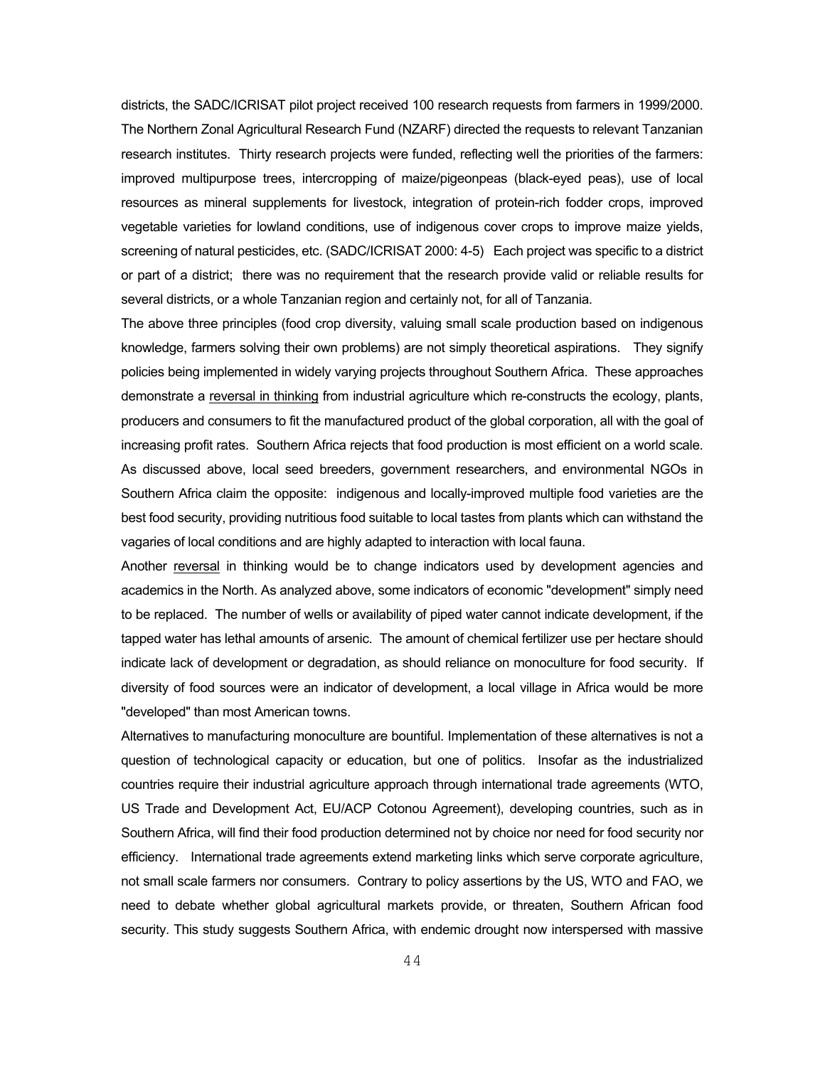districts, the SADC/ICRISAT pilot project received 100 research requests from farmers in 1999/2000. The Northern Zonal Agricultural Research Fund (NZARF) directed the requests to relevant Tanzanian research institutes. Thirty research projects were funded, reflecting well the priorities of the farmers: improved multipurpose trees, intercropping of maize/pigeonpeas (black-eyed peas), use of local resources as mineral supplements for livestock, integration of protein-rich fodder crops, improved vegetable varieties for lowland conditions, use of indigenous cover crops to improve maize yields, screening of natural pesticides, etc. (SADC/ICRISAT 2000: 4-5) Each project was specific to a district or part of a district; there was no requirement that the research provide valid or reliable results for several districts, or a whole Tanzanian region and certainly not, for all of Tanzania.

The above three principles (food crop diversity, valuing small scale production based on indigenous knowledge, farmers solving their own problems) are not simply theoretical aspirations. They signify policies being implemented in widely varying projects throughout Southern Africa. These approaches demonstrate a <u>reversal in thinking</u> from industrial agriculture which re-constructs the ecology, plants, producers and consumers to fit the manufactured product of the global corporation, all with the goal of increasing profit rates. Southern Africa rejects that food production is most efficient on a world scale. As discussed above, local seed breeders, government researchers, and environmental NGOs in Southern Africa claim the opposite: indigenous and locally-improved multiple food varieties are the best food security, providing nutritious food suitable to local tastes from plants which can withstand the vagaries of local conditions and are highly adapted to interaction with local fauna.

Another <u>reversal</u> in thinking would be to change indicators used by development agencies and academics in the North. As analyzed above, some indicators of economic "development" simply need to be replaced. The number of wells or availability of piped water cannot indicate development, if the tapped water has lethal amounts of arsenic. The amount of chemical fertilizer use per hectare should indicate lack of development or degradation, as should reliance on monoculture for food security. If diversity of food sources were an indicator of development, a local village in Africa would be more "developed" than most American towns.

Alternatives to manufacturing monoculture are bountiful. Implementation of these alternatives is not a question of technological capacity or education, but one of politics. Insofar as the industrialized countries require their industrial agriculture approach through international trade agreements (WTO, US Trade and Development Act, EU/ACP Cotonou Agreement), developing countries, such as in Southern Africa, will find their food production determined not by choice nor need for food security nor efficiency. International trade agreements extend marketing links which serve corporate agriculture, not small scale farmers nor consumers. Contrary to policy assertions by the US, WTO and FAO, we need to debate whether global agricultural markets provide, or threaten, Southern African food security. This study suggests Southern Africa, with endemic drought now interspersed with massive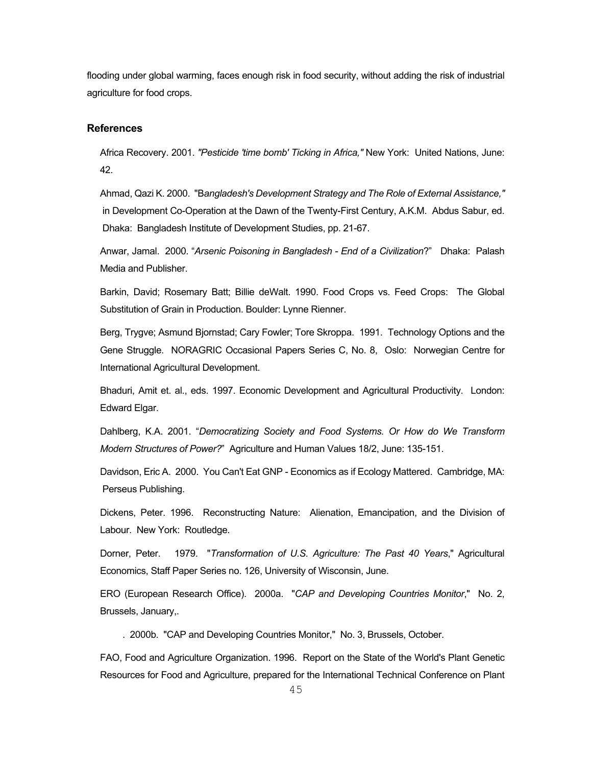flooding under global warming, faces enough risk in food security, without adding the risk of industrial agriculture for food crops.

## References

Africa Recovery. 2001. *"Pesticide 'time bomb' Ticking in Africa,"* New York: United Nations, June: 42.

Ahmad, Qazi K. 2000. "B*angladesh's Development Strategy and The Role of External Assistance,"* in Development Co-Operation at the Dawn of the Twenty-First Century, A.K.M. Abdus Sabur, ed. Dhaka: Bangladesh Institute of Development Studies, pp. 21-67.

Anwar, Jamal. 2000. "*Arsenic Poisoning in Bangladesh - End of a Civilization*?" Dhaka: Palash Media and Publisher.

Barkin, David; Rosemary Batt; Billie deWalt. 1990. Food Crops vs. Feed Crops: The Global Substitution of Grain in Production. Boulder: Lynne Rienner.

Berg, Trygve; Asmund Bjornstad; Cary Fowler; Tore Skroppa. 1991. Technology Options and the Gene Struggle. NORAGRIC Occasional Papers Series C, No. 8, Oslo: Norwegian Centre for International Agricultural Development.

Bhaduri, Amit et. al., eds. 1997. Economic Development and Agricultural Productivity. London: Edward Elgar.

Dahlberg, K.A. 2001. "*Democratizing Society and Food Systems. Or How do We Transform Modern Structures of Power?*" Agriculture and Human Values 18/2, June: 135-151.

Davidson, Eric A. 2000. You Can't Eat GNP - Economics as if Ecology Mattered. Cambridge, MA: Perseus Publishing.

Dickens, Peter. 1996. Reconstructing Nature: Alienation, Emancipation, and the Division of Labour. New York: Routledge.

Dorner, Peter. 1979. "*Transformation of U.S. Agriculture: The Past 40 Years*," Agricultural Economics, Staff Paper Series no. 126, University of Wisconsin, June.

ERO (European Research Office). 2000a. "*CAP and Developing Countries Monitor*," No. 2, Brussels, January,.

. 2000b. "CAP and Developing Countries Monitor," No. 3, Brussels, October.

FAO, Food and Agriculture Organization. 1996. Report on the State of the World's Plant Genetic Resources for Food and Agriculture, prepared for the International Technical Conference on Plant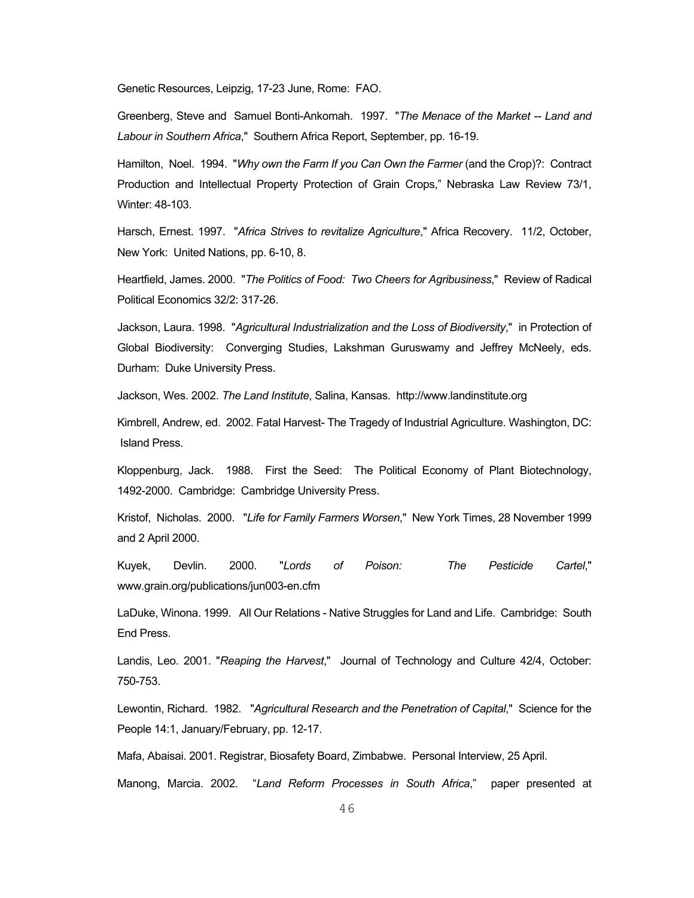Genetic Resources, Leipzig, 17-23 June, Rome: FAO.

Greenberg, Steve and Samuel Bonti-Ankomah. 1997. "*The Menace of the Market -- Land and Labour in Southern Africa*," Southern Africa Report, September, pp. 16-19.

Hamilton, Noel. 1994. "*Why own the Farm If you Can Own the Farmer* (and the Crop)?: Contract Production and Intellectual Property Protection of Grain Crops," Nebraska Law Review 73/1, Winter: 48-103.

Harsch, Ernest. 1997. "*Africa Strives to revitalize Agriculture*," Africa Recovery. 11/2, October, New York: United Nations, pp. 6-10, 8.

Heartfield, James. 2000. "*The Politics of Food: Two Cheers for Agribusiness*," Review of Radical Political Economics 32/2: 317-26.

Jackson, Laura. 1998. "*Agricultural Industrialization and the Loss of Biodiversity*," in Protection of Global Biodiversity: Converging Studies, Lakshman Guruswamy and Jeffrey McNeely, eds. Durham: Duke University Press.

Jackson, Wes. 2002. *The Land Institute*, Salina, Kansas. http://www.landinstitute.org

Kimbrell, Andrew, ed. 2002. Fatal Harvest- The Tragedy of Industrial Agriculture. Washington, DC: Island Press.

Kloppenburg, Jack. 1988. First the Seed: The Political Economy of Plant Biotechnology, 1492-2000. Cambridge: Cambridge University Press.

Kristof, Nicholas. 2000. "*Life for Family Farmers Worsen*," New York Times, 28 November 1999 and 2 April 2000.

Kuyek, Devlin. 2000. "*Lords of Poison: The Pesticide Cartel*," www.grain.org/publications/jun003-en.cfm

LaDuke, Winona. 1999. All Our Relations - Native Struggles for Land and Life. Cambridge: South End Press.

Landis, Leo. 2001. "*Reaping the Harvest*," Journal of Technology and Culture 42/4, October: 750-753.

Lewontin, Richard. 1982. "*Agricultural Research and the Penetration of Capital*," Science for the People 14:1, January/February, pp. 12-17.

Mafa, Abaisai. 2001. Registrar, Biosafety Board, Zimbabwe. Personal Interview, 25 April.

Manong, Marcia. 2002. "*Land Reform Processes in South Africa*," paper presented at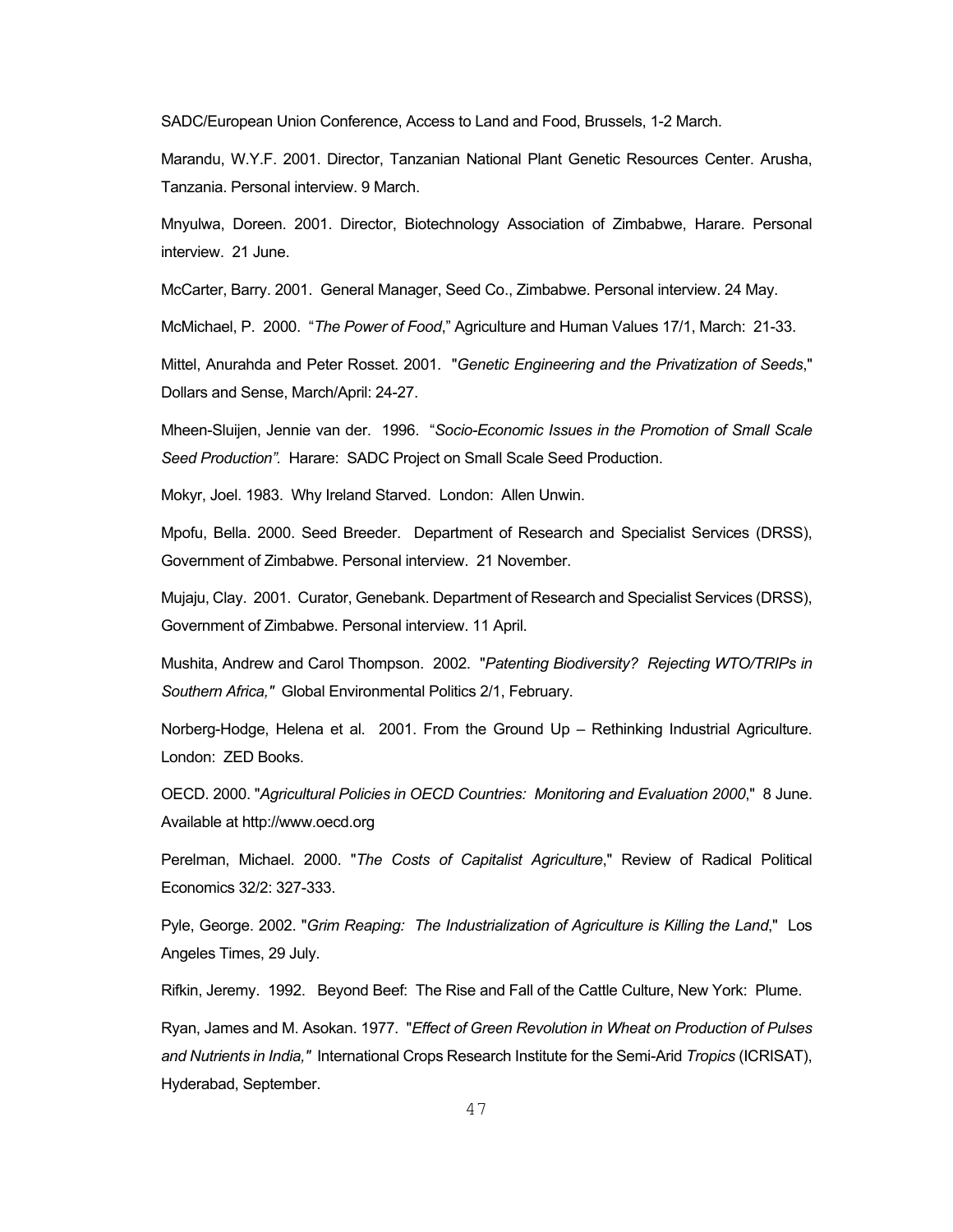SADC/European Union Conference, Access to Land and Food, Brussels, 1-2 March.

Marandu, W.Y.F. 2001. Director, Tanzanian National Plant Genetic Resources Center. Arusha, Tanzania. Personal interview. 9 March.

Mnyulwa, Doreen. 2001. Director, Biotechnology Association of Zimbabwe, Harare. Personal interview. 21 June.

McCarter, Barry. 2001. General Manager, Seed Co., Zimbabwe. Personal interview. 24 May.

McMichael, P. 2000. "*The Power of Food*," Agriculture and Human Values 17/1, March: 21-33.

Mittel, Anurahda and Peter Rosset. 2001. "*Genetic Engineering and the Privatization of Seeds*," Dollars and Sense, March/April: 24-27.

Mheen-Sluijen, Jennie van der. 1996. "*Socio-Economic Issues in the Promotion of Small Scale Seed Production".* Harare: SADC Project on Small Scale Seed Production.

Mokyr, Joel. 1983. Why Ireland Starved. London: Allen Unwin.

Mpofu, Bella. 2000. Seed Breeder. Department of Research and Specialist Services (DRSS), Government of Zimbabwe. Personal interview. 21 November.

Mujaju, Clay. 2001. Curator, Genebank. Department of Research and Specialist Services (DRSS), Government of Zimbabwe. Personal interview. 11 April.

Mushita, Andrew and Carol Thompson. 2002. "*Patenting Biodiversity? Rejecting WTO/TRIPs in Southern Africa,"* Global Environmental Politics 2/1, February.

Norberg-Hodge, Helena et al. 2001. From the Ground Up – Rethinking Industrial Agriculture. London: ZED Books.

OECD. 2000. "*Agricultural Policies in OECD Countries: Monitoring and Evaluation 2000*," 8 June. Available at http://www.oecd.org

Perelman, Michael. 2000. "*The Costs of Capitalist Agriculture*," Review of Radical Political Economics 32/2: 327-333.

Pyle, George. 2002. "*Grim Reaping: The Industrialization of Agriculture is Killing the Land*," Los Angeles Times, 29 July.

Rifkin, Jeremy. 1992. Beyond Beef: The Rise and Fall of the Cattle Culture, New York: Plume.

Ryan, James and M. Asokan. 1977. "*Effect of Green Revolution in Wheat on Production of Pulses and Nutrients in India,"* International Crops Research Institute for the Semi-Arid *Tropics* (ICRISAT), Hyderabad, September.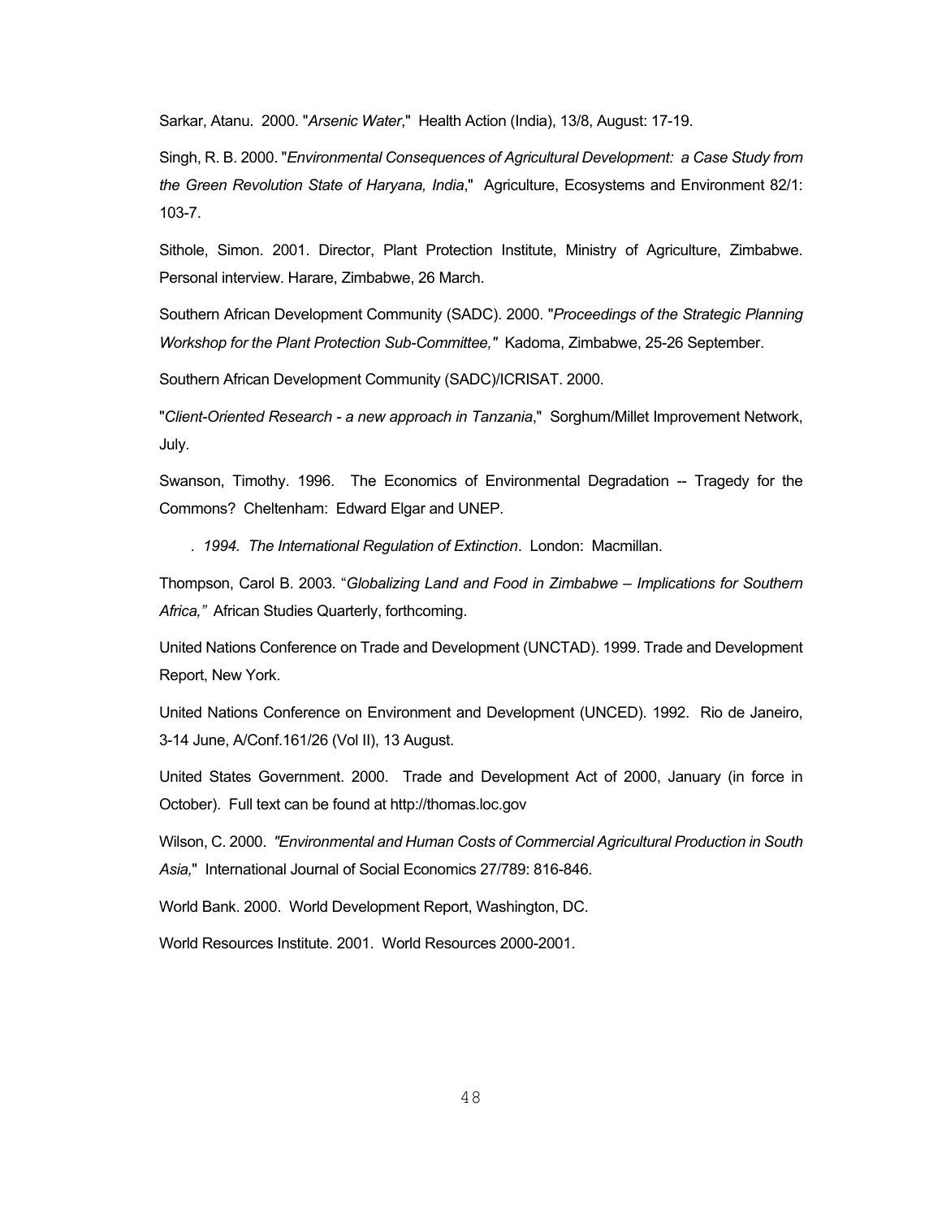Sarkar, Atanu. 2000. "*Arsenic Water*," Health Action (India), 13/8, August: 17-19.

Singh, R. B. 2000. "*Environmental Consequences of Agricultural Development: a Case Study from the Green Revolution State of Haryana, India*," Agriculture, Ecosystems and Environment 82/1: 103-7.

Sithole, Simon. 2001. Director, Plant Protection Institute, Ministry of Agriculture, Zimbabwe. Personal interview. Harare, Zimbabwe, 26 March.

Southern African Development Community (SADC). 2000. "*Proceedings of the Strategic Planning Workshop for the Plant Protection Sub-Committee,"* Kadoma, Zimbabwe, 25-26 September.

Southern African Development Community (SADC)/ICRISAT. 2000.

"*Client-Oriented Research - a new approach in Tanzania*," Sorghum/Millet Improvement Network, July.

Swanson, Timothy. 1996. The Economics of Environmental Degradation -- Tragedy for the Commons? Cheltenham: Edward Elgar and UNEP.

*. 1994. The International Regulation of Extinction*. London: Macmillan.

Thompson, Carol B. 2003. "*Globalizing Land and Food in Zimbabwe – Implications for Southern Africa,"* African Studies Quarterly, forthcoming.

United Nations Conference on Trade and Development (UNCTAD). 1999. Trade and Development Report, New York.

United Nations Conference on Environment and Development (UNCED). 1992. Rio de Janeiro, 3-14 June, A/Conf.161/26 (Vol II), 13 August.

United States Government. 2000. Trade and Development Act of 2000, January (in force in October). Full text can be found at http://thomas.loc.gov

Wilson, C. 2000. *"Environmental and Human Costs of Commercial Agricultural Production in South Asia,"* International Journal of Social Economics 27/789: 816-846.

World Bank. 2000. World Development Report, Washington, DC.

World Resources Institute. 2001. World Resources 2000-2001.